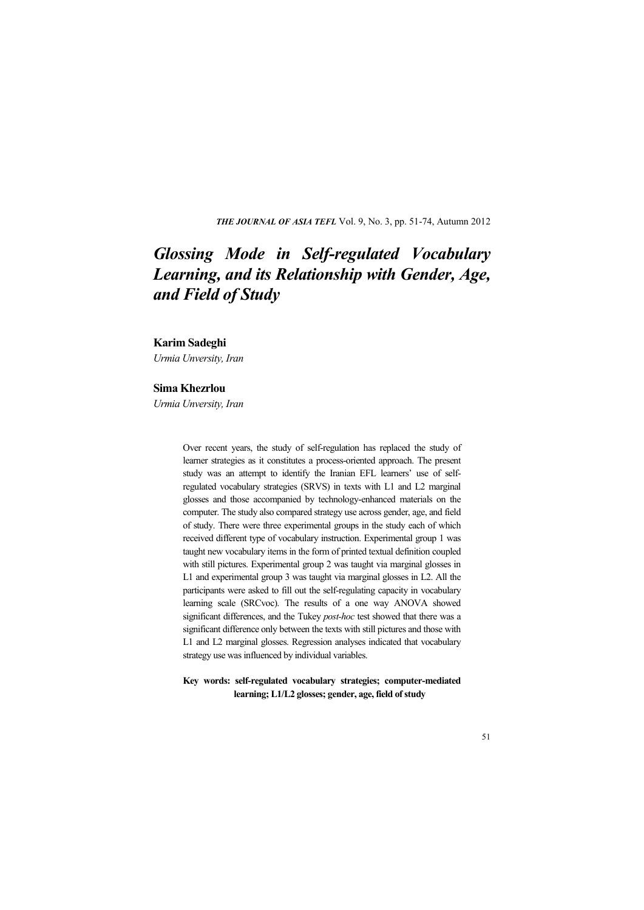# *Glossing Mode in Self-regulated Vocabulary Learning, and its Relationship with Gender, Age, and Field of Study*

**Karim Sadeghi**

*Urmia Unversity, Iran*

**Sima Khezrlou**

*Urmia Unversity, Iran*

Over recent years, the study of self-regulation has replaced the study of learner strategies as it constitutes a process-oriented approach. The present study was an attempt to identify the Iranian EFL learners' use of self-regulated vocabulary strategies (SRVS) in texts with L1 and L2 marginal glosses and those accompanied by technology-enhanced materials on the computer. The study also compared strategy use across gender, age, and field of study. There were three experimental groups in the study each of which received different type of vocabulary instruction. Experimental group 1 was taught new vocabulary items in the form of printed textual definition coupled with still pictures. Experimental group 2 was taught via marginal glosses in L1 and experimental group 3 was taught via marginal glosses in L2. All the participants were asked to fill out the self-regulating capacity in vocabulary learning scale (SRCvoc). The results of a one way ANOVA showed significant differences, and the Tukey *post-hoc* test showed that there was a significant difference only between the texts with still pictures and those with L1 and L2 marginal glosses. Regression analyses indicated that vocabulary strategy use was influenced by individual variables.

**Key words: self-regulated vocabulary strategies; computer-mediated learning; L1/L2 glosses; gender, age, field of study**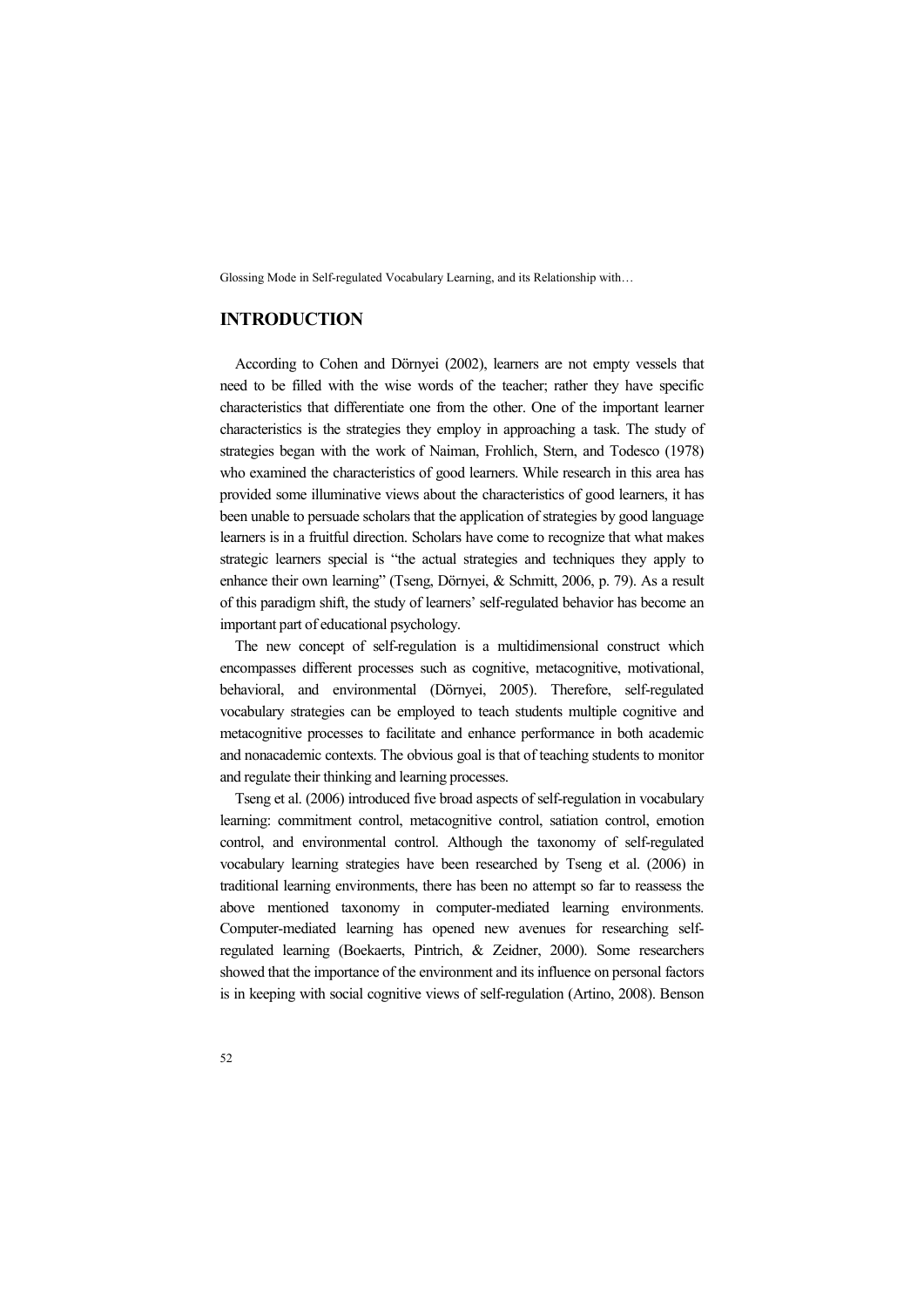## INTRODUCTION

According to Cohen and Dörnyei (2002), learners are not empty vessels that need to be filled with the wise words of the teacher; rather they have specific characteristics that differentiate one from the other. One of the important learner characteristics is the strategies they employ in approaching a task. The study of strategies began with the work of Naiman, Frohlich, Stern, and Todesco (1978) who examined the characteristics of good learners. While research in this area has provided some illuminative views about the characteristics of good learners, it has been unable to persuade scholars that the application of strategies by good language learners is in a fruitful direction. Scholars have come to recognize that what makes strategic learners special is "the actual strategies and techniques they apply to enhance their own learning" (Tseng, Dörnyei, & Schmitt, 2006, p. 79). As a result of this paradigm shift, the study of learners' self-regulated behavior has become an important part of educational psychology.

The new concept of self-regulation is a multidimensional construct which encompasses different processes such as cognitive, metacognitive, motivational, behavioral, and environmental (Dörnyei, 2005). Therefore, self-regulated vocabulary strategies can be employed to teach students multiple cognitive and metacognitive processes to facilitate and enhance performance in both academic and nonacademic contexts. The obvious goal is that of teaching students to monitor and regulate their thinking and learning processes.

Tseng et al. (2006) introduced five broad aspects of self-regulation in vocabulary learning: commitment control, metacognitive control, satiation control, emotion control, and environmental control. Although the taxonomy of self-regulated vocabulary learning strategies have been researched by Tseng et al. (2006) in traditional learning environments, there has been no attempt so far to reassess the above mentioned taxonomy in computer-mediated learning environments. Computer-mediated learning has opened new avenues for researching self-regulated learning (Boekaerts, Pintrich, & Zeidner, 2000). Some researchers showed that the importance of the environment and its influence on personal factors is in keeping with social cognitive views of self-regulation (Artino, 2008). Benson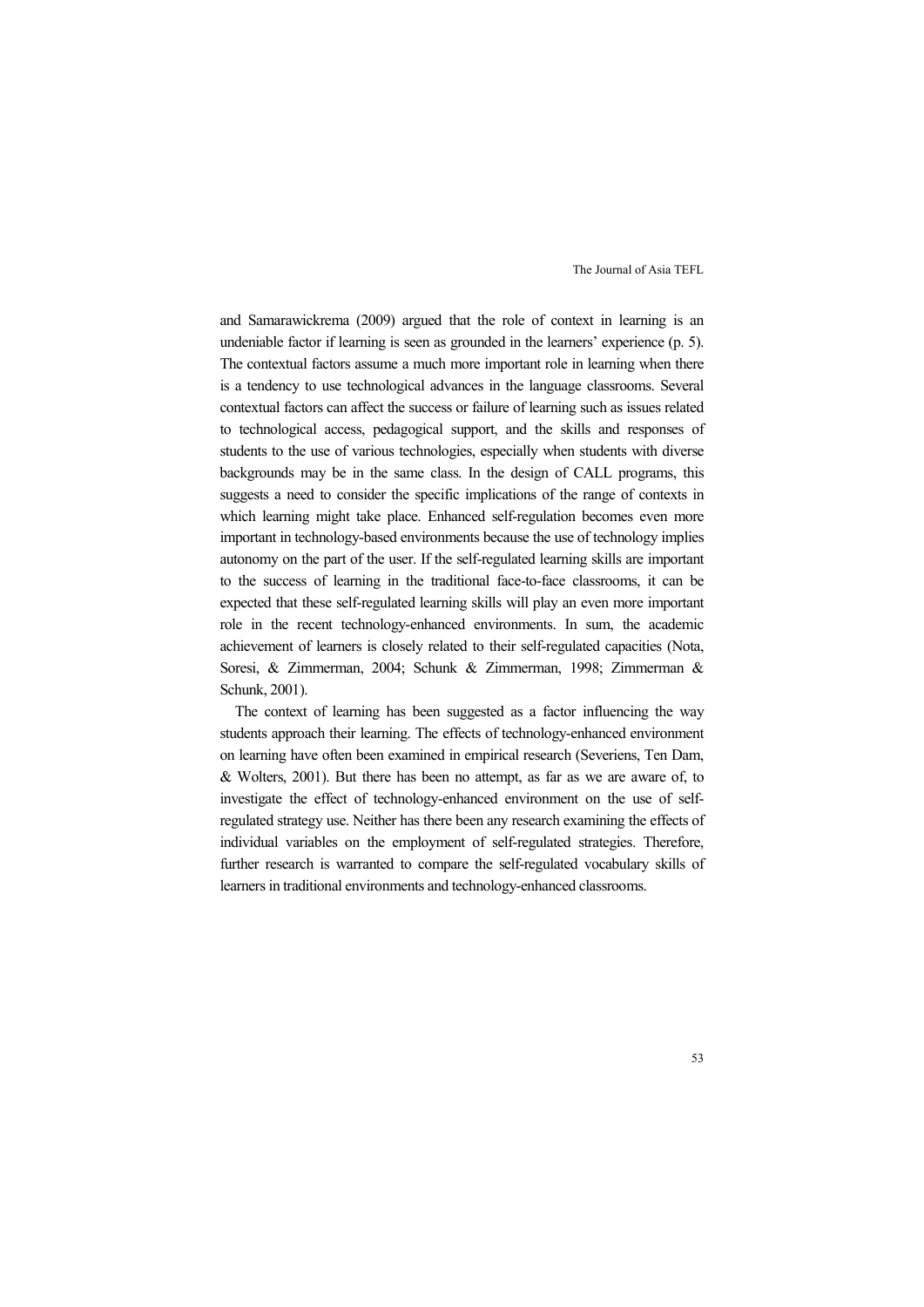and Samarawickrema (2009) argued that the role of context in learning is an undeniable factor if learning is seen as grounded in the learners' experience (p. 5). The contextual factors assume a much more important role in learning when there is a tendency to use technological advances in the language classrooms. Several contextual factors can affect the success or failure of learning such as issues related to technological access, pedagogical support, and the skills and responses of students to the use of various technologies, especially when students with diverse backgrounds may be in the same class. In the design of CALL programs, this suggests a need to consider the specific implications of the range of contexts in which learning might take place. Enhanced self-regulation becomes even more important in technology-based environments because the use of technology implies autonomy on the part of the user. If the self-regulated learning skills are important to the success of learning in the traditional face-to-face classrooms, it can be expected that these self-regulated learning skills will play an even more important role in the recent technology-enhanced environments. In sum, the academic achievement of learners is closely related to their self-regulated capacities (Nota, Soresi, & Zimmerman, 2004; Schunk & Zimmerman, 1998; Zimmerman & Schunk, 2001).

The context of learning has been suggested as a factor influencing the way students approach their learning. The effects of technology-enhanced environment on learning have often been examined in empirical research (Severiens, Ten Dam, & Wolters, 2001). But there has been no attempt, as far as we are aware of, to investigate the effect of technology-enhanced environment on the use of self-regulated strategy use. Neither has there been any research examining the effects of individual variables on the employment of self-regulated strategies. Therefore, further research is warranted to compare the self-regulated vocabulary skills of learners in traditional environments and technology-enhanced classrooms.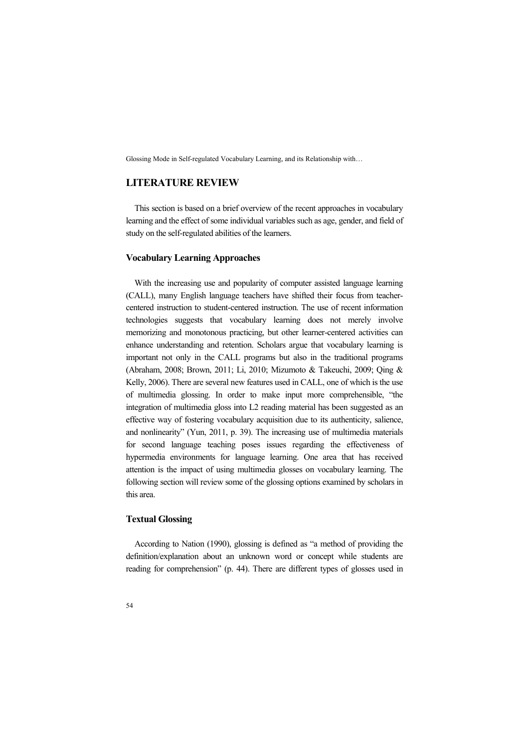## LITERATURE REVIEW

This section is based on a brief overview of the recent approaches in vocabulary learning and the effect of some individual variables such as age, gender, and field of study on the self-regulated abilities of the learners.

### Vocabulary Learning Approaches

With the increasing use and popularity of computer assisted language learning (CALL), many English language teachers have shifted their focus from teacher-centered instruction to student-centered instruction. The use of recent information technologies suggests that vocabulary learning does not merely involve memorizing and monotonous practicing, but other learner-centered activities can enhance understanding and retention. Scholars argue that vocabulary learning is important not only in the CALL programs but also in the traditional programs (Abraham, 2008; Brown, 2011; Li, 2010; Mizumoto & Takeuchi, 2009; Qing & Kelly, 2006). There are several new features used in CALL, one of which is the use of multimedia glossing. In order to make input more comprehensible, "the integration of multimedia gloss into L2 reading material has been suggested as an effective way of fostering vocabulary acquisition due to its authenticity, salience, and nonlinearity" (Yun, 2011, p. 39). The increasing use of multimedia materials for second language teaching poses issues regarding the effectiveness of hypermedia environments for language learning. One area that has received attention is the impact of using multimedia glosses on vocabulary learning. The following section will review some of the glossing options examined by scholars in this area.

### Textual Glossing

According to Nation (1990), glossing is defined as "a method of providing the definition/explanation about an unknown word or concept while students are reading for comprehension" (p. 44). There are different types of glosses used in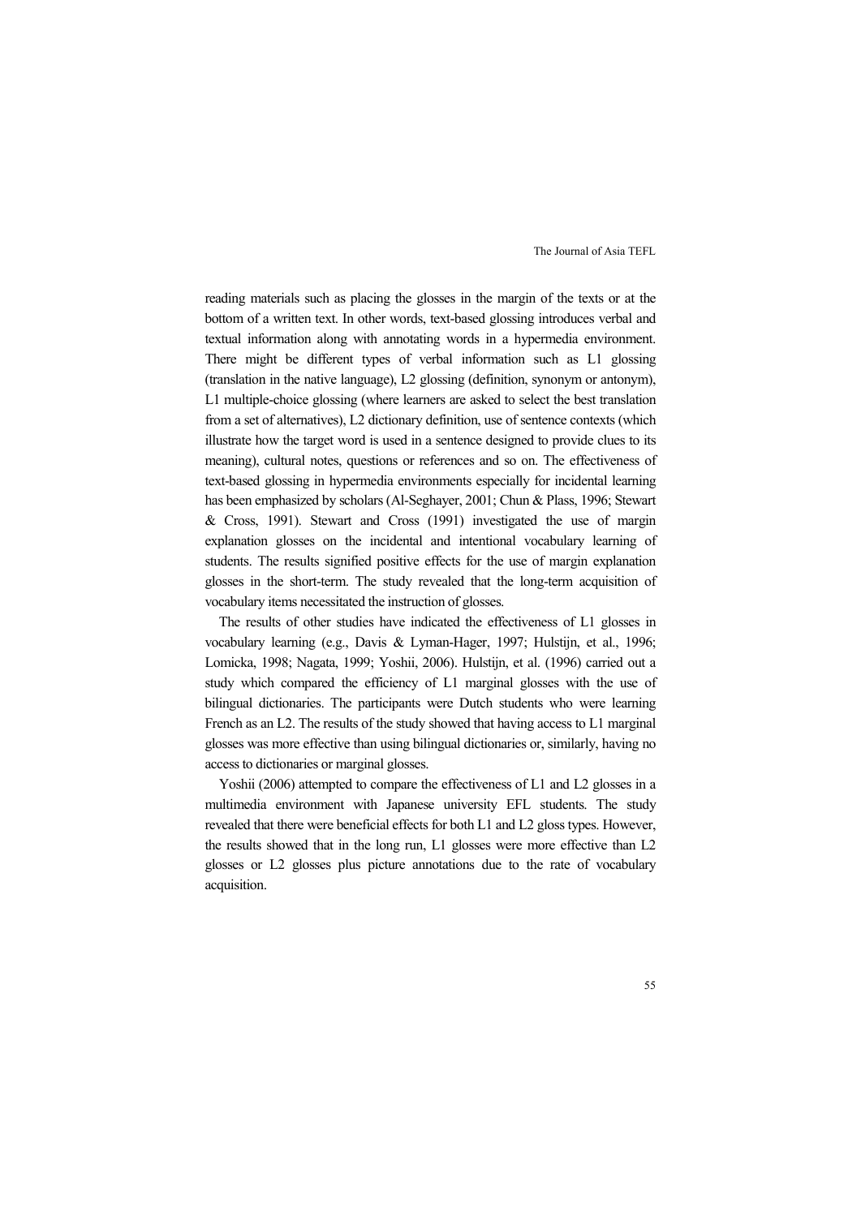reading materials such as placing the glosses in the margin of the texts or at the bottom of a written text. In other words, text-based glossing introduces verbal and textual information along with annotating words in a hypermedia environment. There might be different types of verbal information such as L1 glossing (translation in the native language), L2 glossing (definition, synonym or antonym), L1 multiple-choice glossing (where learners are asked to select the best translation from a set of alternatives), L2 dictionary definition, use of sentence contexts (which illustrate how the target word is used in a sentence designed to provide clues to its meaning), cultural notes, questions or references and so on. The effectiveness of text-based glossing in hypermedia environments especially for incidental learning has been emphasized by scholars (Al-Seghayer, 2001; Chun & Plass, 1996; Stewart & Cross, 1991). Stewart and Cross (1991) investigated the use of margin explanation glosses on the incidental and intentional vocabulary learning of students. The results signified positive effects for the use of margin explanation glosses in the short-term. The study revealed that the long-term acquisition of vocabulary items necessitated the instruction of glosses.

The results of other studies have indicated the effectiveness of L1 glosses in vocabulary learning (e.g., Davis & Lyman-Hager, 1997; Hulstijn, et al., 1996; Lomicka, 1998; Nagata, 1999; Yoshii, 2006). Hulstijn, et al. (1996) carried out a study which compared the efficiency of L1 marginal glosses with the use of bilingual dictionaries. The participants were Dutch students who were learning French as an L2. The results of the study showed that having access to L1 marginal glosses was more effective than using bilingual dictionaries or, similarly, having no access to dictionaries or marginal glosses.

Yoshii (2006) attempted to compare the effectiveness of L1 and L2 glosses in a multimedia environment with Japanese university EFL students. The study revealed that there were beneficial effects for both L1 and L2 gloss types. However, the results showed that in the long run, L1 glosses were more effective than L2 glosses or L2 glosses plus picture annotations due to the rate of vocabulary acquisition.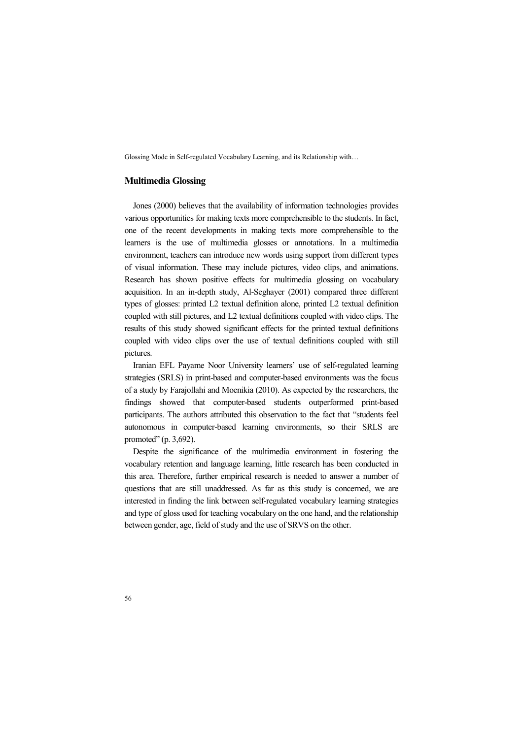## Multimedia Glossing

Jones (2000) believes that the availability of information technologies provides various opportunities for making texts more comprehensible to the students. In fact, one of the recent developments in making texts more comprehensible to the learners is the use of multimedia glosses or annotations. In a multimedia environment, teachers can introduce new words using support from different types of visual information. These may include pictures, video clips, and animations. Research has shown positive effects for multimedia glossing on vocabulary acquisition. In an in-depth study, Al-Seghayer (2001) compared three different types of glosses: printed L2 textual definition alone, printed L2 textual definition coupled with still pictures, and L2 textual definitions coupled with video clips. The results of this study showed significant effects for the printed textual definitions coupled with video clips over the use of textual definitions coupled with still pictures.

Iranian EFL Payame Noor University learners' use of self-regulated learning strategies (SRLS) in print-based and computer-based environments was the focus of a study by Farajollahi and Moenikia (2010). As expected by the researchers, the findings showed that computer-based students outperformed print-based participants. The authors attributed this observation to the fact that "students feel autonomous in computer-based learning environments, so their SRLS are promoted" (p. 3,692).

Despite the significance of the multimedia environment in fostering the vocabulary retention and language learning, little research has been conducted in this area. Therefore, further empirical research is needed to answer a number of questions that are still unaddressed. As far as this study is concerned, we are interested in finding the link between self-regulated vocabulary learning strategies and type of gloss used for teaching vocabulary on the one hand, and the relationship between gender, age, field of study and the use of SRVS on the other.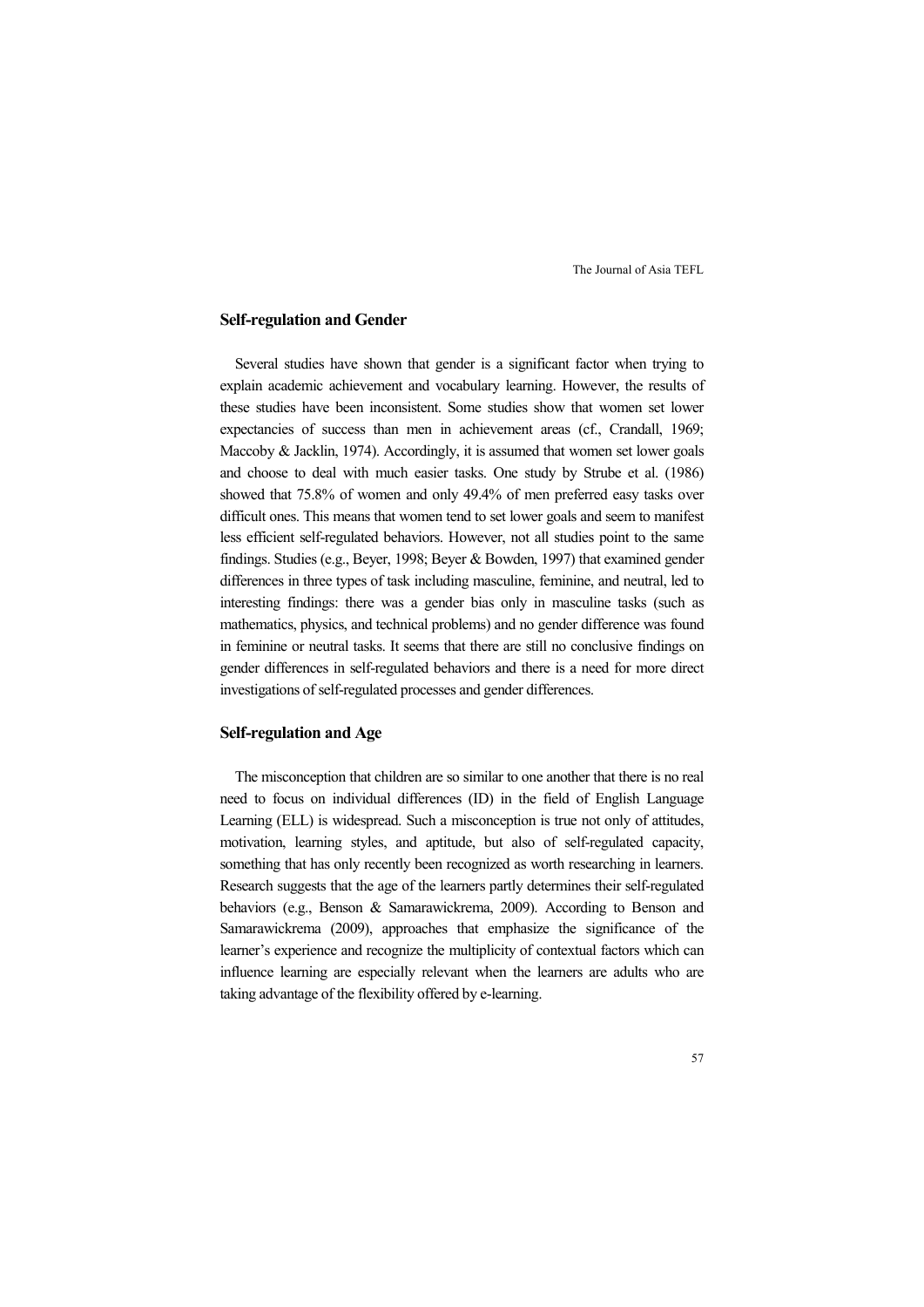### Self-regulation and Gender

Several studies have shown that gender is a significant factor when trying to explain academic achievement and vocabulary learning. However, the results of these studies have been inconsistent. Some studies show that women set lower expectancies of success than men in achievement areas (cf., Crandall, 1969; Maccoby & Jacklin, 1974). Accordingly, it is assumed that women set lower goals and choose to deal with much easier tasks. One study by Strube et al. (1986) showed that 75.8% of women and only 49.4% of men preferred easy tasks over difficult ones. This means that women tend to set lower goals and seem to manifest less efficient self-regulated behaviors. However, not all studies point to the same findings. Studies (e.g., Beyer, 1998; Beyer & Bowden, 1997) that examined gender differences in three types of task including masculine, feminine, and neutral, led to interesting findings: there was a gender bias only in masculine tasks (such as mathematics, physics, and technical problems) and no gender difference was found in feminine or neutral tasks. It seems that there are still no conclusive findings on gender differences in self-regulated behaviors and there is a need for more direct investigations of self-regulated processes and gender differences.

### Self-regulation and Age

The misconception that children are so similar to one another that there is no real need to focus on individual differences (ID) in the field of English Language Learning (ELL) is widespread. Such a misconception is true not only of attitudes, motivation, learning styles, and aptitude, but also of self-regulated capacity, something that has only recently been recognized as worth researching in learners. Research suggests that the age of the learners partly determines their self-regulated behaviors (e.g., Benson & Samarawickrema, 2009). According to Benson and Samarawickrema (2009), approaches that emphasize the significance of the learner's experience and recognize the multiplicity of contextual factors which can influence learning are especially relevant when the learners are adults who are taking advantage of the flexibility offered by e-learning.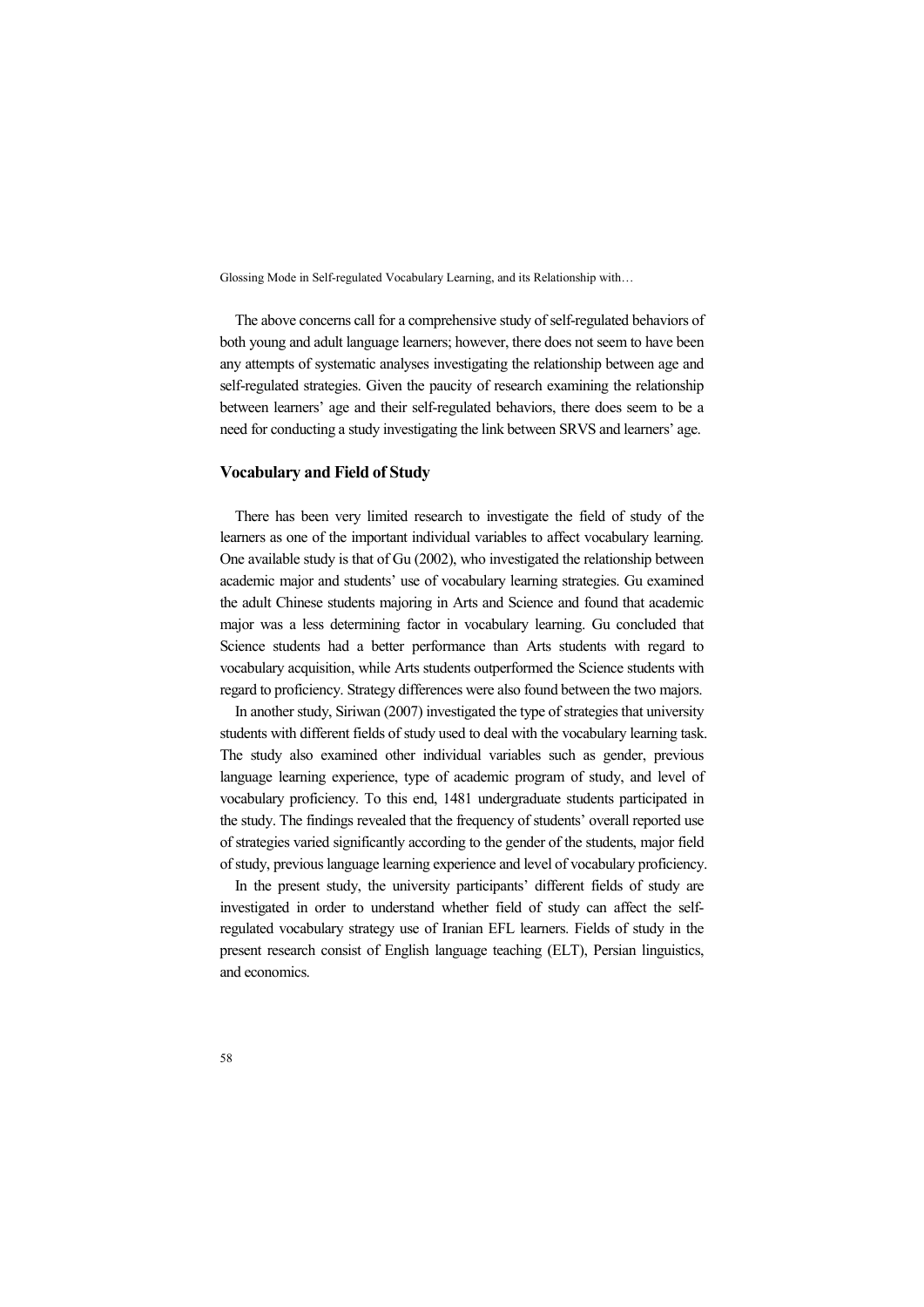The above concerns call for a comprehensive study of self-regulated behaviors of both young and adult language learners; however, there does not seem to have been any attempts of systematic analyses investigating the relationship between age and self-regulated strategies. Given the paucity of research examining the relationship between learners' age and their self-regulated behaviors, there does seem to be a need for conducting a study investigating the link between SRVS and learners' age.

## Vocabulary and Field of Study

There has been very limited research to investigate the field of study of the learners as one of the important individual variables to affect vocabulary learning. One available study is that of Gu (2002), who investigated the relationship between academic major and students' use of vocabulary learning strategies. Gu examined the adult Chinese students majoring in Arts and Science and found that academic major was a less determining factor in vocabulary learning. Gu concluded that Science students had a better performance than Arts students with regard to vocabulary acquisition, while Arts students outperformed the Science students with regard to proficiency. Strategy differences were also found between the two majors.

In another study, Siriwan (2007) investigated the type of strategies that university students with different fields of study used to deal with the vocabulary learning task. The study also examined other individual variables such as gender, previous language learning experience, type of academic program of study, and level of vocabulary proficiency. To this end, 1481 undergraduate students participated in the study. The findings revealed that the frequency of students' overall reported use of strategies varied significantly according to the gender of the students, major field of study, previous language learning experience and level of vocabulary proficiency.

In the present study, the university participants' different fields of study are investigated in order to understand whether field of study can affect the self-regulated vocabulary strategy use of Iranian EFL learners. Fields of study in the present research consist of English language teaching (ELT), Persian linguistics, and economics.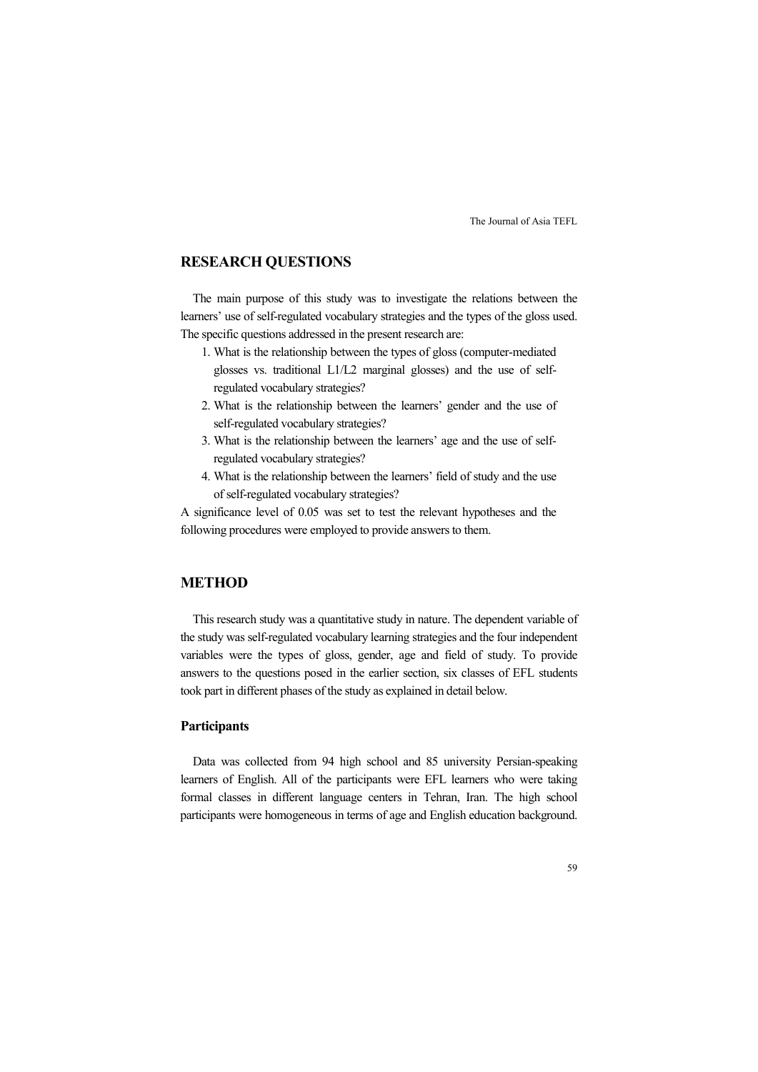## RESEARCH QUESTIONS

The main purpose of this study was to investigate the relations between the learners' use of self-regulated vocabulary strategies and the types of the gloss used. The specific questions addressed in the present research are:

1. What is the relationship between the types of gloss (computer-mediated glosses vs. traditional L1/L2 marginal glosses) and the use of self-regulated vocabulary strategies?
2. What is the relationship between the learners' gender and the use of self-regulated vocabulary strategies?
3. What is the relationship between the learners' age and the use of self-regulated vocabulary strategies?
4. What is the relationship between the learners' field of study and the use of self-regulated vocabulary strategies?

A significance level of 0.05 was set to test the relevant hypotheses and the following procedures were employed to provide answers to them.

## METHOD

This research study was a quantitative study in nature. The dependent variable of the study was self-regulated vocabulary learning strategies and the four independent variables were the types of gloss, gender, age and field of study. To provide answers to the questions posed in the earlier section, six classes of EFL students took part in different phases of the study as explained in detail below.

### Participants

Data was collected from 94 high school and 85 university Persian-speaking learners of English. All of the participants were EFL learners who were taking formal classes in different language centers in Tehran, Iran. The high school participants were homogeneous in terms of age and English education background.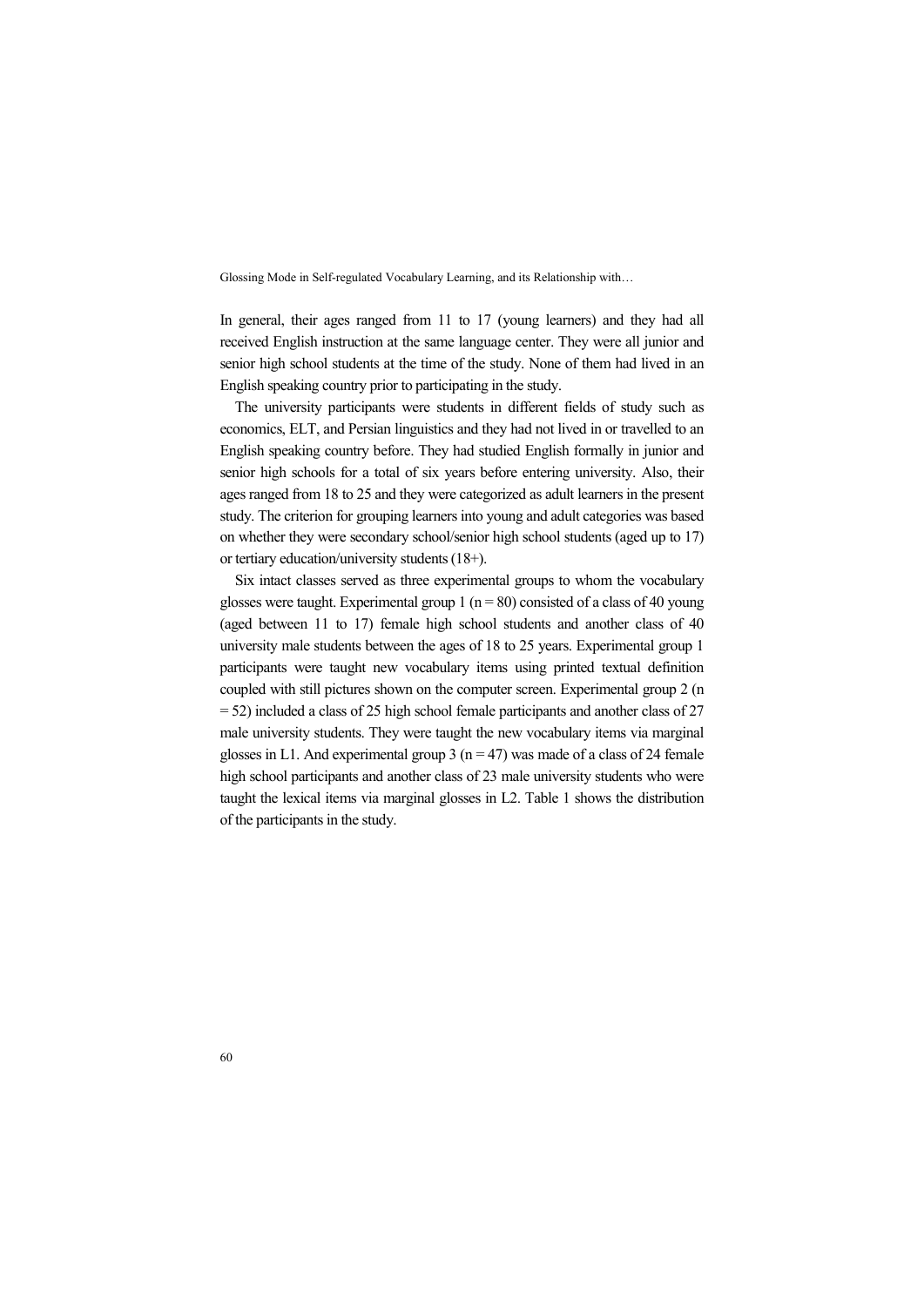In general, their ages ranged from 11 to 17 (young learners) and they had all received English instruction at the same language center. They were all junior and senior high school students at the time of the study. None of them had lived in an English speaking country prior to participating in the study.

The university participants were students in different fields of study such as economics, ELT, and Persian linguistics and they had not lived in or travelled to an English speaking country before. They had studied English formally in junior and senior high schools for a total of six years before entering university. Also, their ages ranged from 18 to 25 and they were categorized as adult learners in the present study. The criterion for grouping learners into young and adult categories was based on whether they were secondary school/senior high school students (aged up to 17) or tertiary education/university students (18+).

Six intact classes served as three experimental groups to whom the vocabulary glosses were taught. Experimental group 1 (n = 80) consisted of a class of 40 young (aged between 11 to 17) female high school students and another class of 40 university male students between the ages of 18 to 25 years. Experimental group 1 participants were taught new vocabulary items using printed textual definition coupled with still pictures shown on the computer screen. Experimental group 2 (n = 52) included a class of 25 high school female participants and another class of 27 male university students. They were taught the new vocabulary items via marginal glosses in L1. And experimental group 3 (n = 47) was made of a class of 24 female high school participants and another class of 23 male university students who were taught the lexical items via marginal glosses in L2. Table 1 shows the distribution of the participants in the study.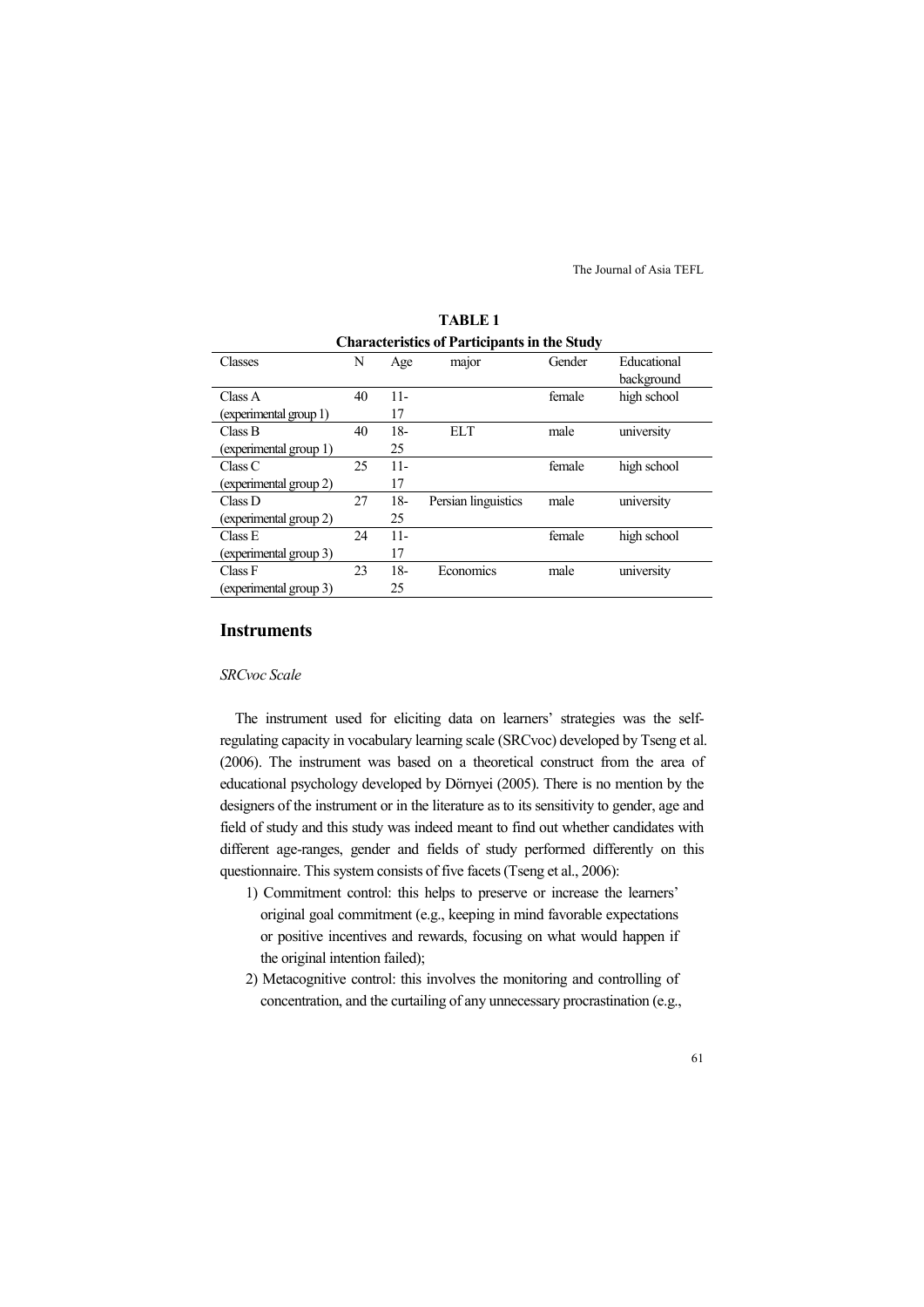**TABLE 1**

**Characteristics of Participants in the Study**

| Classes | N | Age | major | Gender | Educational background |
|---|---|---|---|---|---|
| Class A (experimental group 1) | 40 | 11-17 | | female | high school |
| Class B (experimental group 1) | 40 | 18-25 | ELT | male | university |
| Class C (experimental group 2) | 25 | 11-17 | | female | high school |
| Class D (experimental group 2) | 27 | 18-25 | Persian linguistics | male | university |
| Class E (experimental group 3) | 24 | 11-17 | | female | high school |
| Class F (experimental group 3) | 23 | 18-25 | Economics | male | university |

## Instruments

*SRCvoc Scale*

The instrument used for eliciting data on learners' strategies was the self-regulating capacity in vocabulary learning scale (SRCvoc) developed by Tseng et al. (2006). The instrument was based on a theoretical construct from the area of educational psychology developed by Dörnyei (2005). There is no mention by the designers of the instrument or in the literature as to its sensitivity to gender, age and field of study and this study was indeed meant to find out whether candidates with different age-ranges, gender and fields of study performed differently on this questionnaire. This system consists of five facets (Tseng et al., 2006):

1) Commitment control: this helps to preserve or increase the learners' original goal commitment (e.g., keeping in mind favorable expectations or positive incentives and rewards, focusing on what would happen if the original intention failed);
2) Metacognitive control: this involves the monitoring and controlling of concentration, and the curtailing of any unnecessary procrastination (e.g.,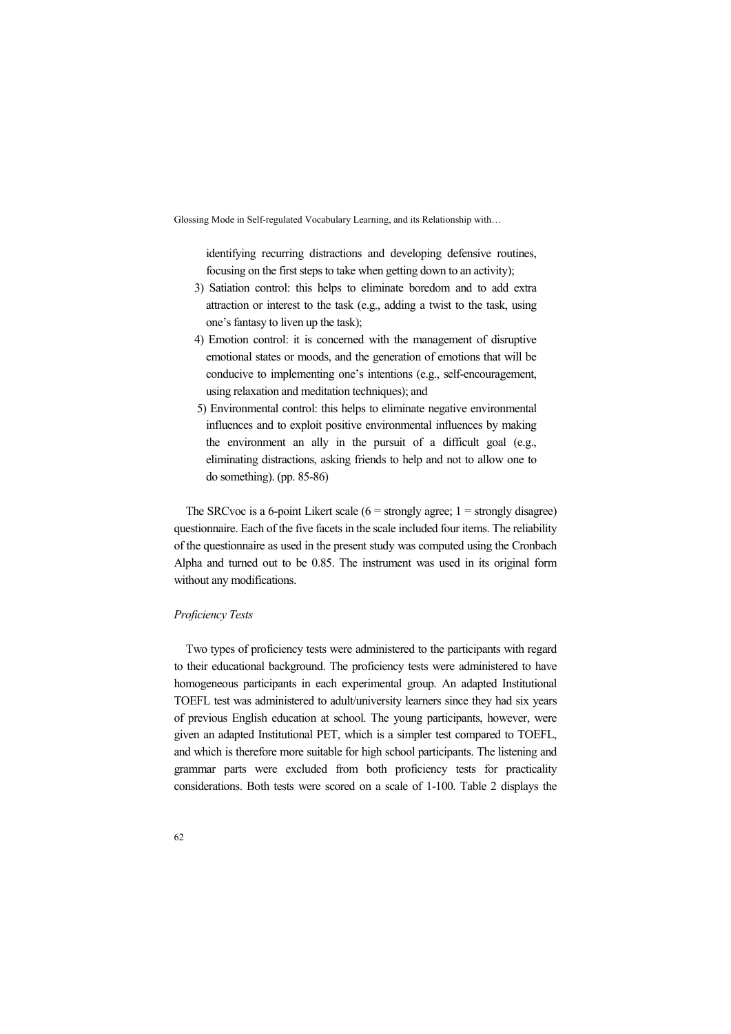identifying recurring distractions and developing defensive routines, focusing on the first steps to take when getting down to an activity);

3) Satiation control: this helps to eliminate boredom and to add extra attraction or interest to the task (e.g., adding a twist to the task, using one's fantasy to liven up the task);
4) Emotion control: it is concerned with the management of disruptive emotional states or moods, and the generation of emotions that will be conducive to implementing one's intentions (e.g., self-encouragement, using relaxation and meditation techniques); and
5) Environmental control: this helps to eliminate negative environmental influences and to exploit positive environmental influences by making the environment an ally in the pursuit of a difficult goal (e.g., eliminating distractions, asking friends to help and not to allow one to do something). (pp. 85-86)

The SRCvoc is a 6-point Likert scale (6 = strongly agree; 1 = strongly disagree) questionnaire. Each of the five facets in the scale included four items. The reliability of the questionnaire as used in the present study was computed using the Cronbach Alpha and turned out to be 0.85. The instrument was used in its original form without any modifications.

*Proficiency Tests*

Two types of proficiency tests were administered to the participants with regard to their educational background. The proficiency tests were administered to have homogeneous participants in each experimental group. An adapted Institutional TOEFL test was administered to adult/university learners since they had six years of previous English education at school. The young participants, however, were given an adapted Institutional PET, which is a simpler test compared to TOEFL, and which is therefore more suitable for high school participants. The listening and grammar parts were excluded from both proficiency tests for practicality considerations. Both tests were scored on a scale of 1-100. Table 2 displays the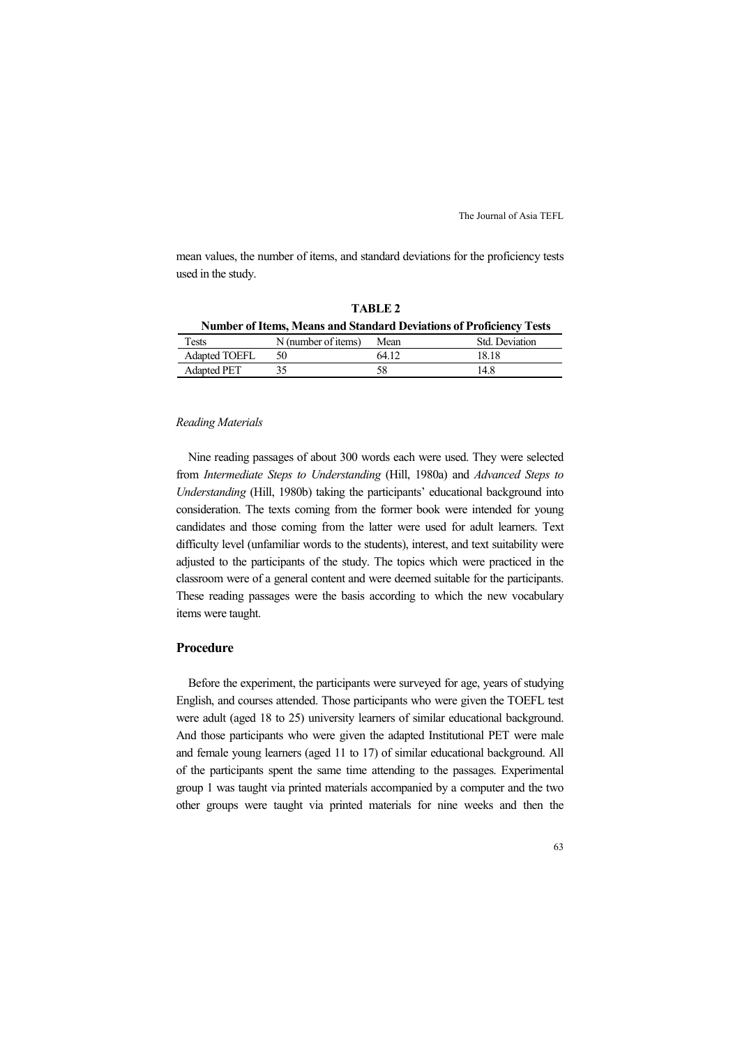mean values, the number of items, and standard deviations for the proficiency tests used in the study.

**TABLE 2**
**Number of Items, Means and Standard Deviations of Proficiency Tests**

| Tests | N (number of items) | Mean | Std. Deviation |
|---|---|---|---|
| Adapted TOEFL | 50 | 64.12 | 18.18 |
| Adapted PET | 35 | 58 | 14.8 |

*Reading Materials*

Nine reading passages of about 300 words each were used. They were selected from *Intermediate Steps to Understanding* (Hill, 1980a) and *Advanced Steps to Understanding* (Hill, 1980b) taking the participants' educational background into consideration. The texts coming from the former book were intended for young candidates and those coming from the latter were used for adult learners. Text difficulty level (unfamiliar words to the students), interest, and text suitability were adjusted to the participants of the study. The topics which were practiced in the classroom were of a general content and were deemed suitable for the participants. These reading passages were the basis according to which the new vocabulary items were taught.

## Procedure

Before the experiment, the participants were surveyed for age, years of studying English, and courses attended. Those participants who were given the TOEFL test were adult (aged 18 to 25) university learners of similar educational background. And those participants who were given the adapted Institutional PET were male and female young learners (aged 11 to 17) of similar educational background. All of the participants spent the same time attending to the passages. Experimental group 1 was taught via printed materials accompanied by a computer and the two other groups were taught via printed materials for nine weeks and then the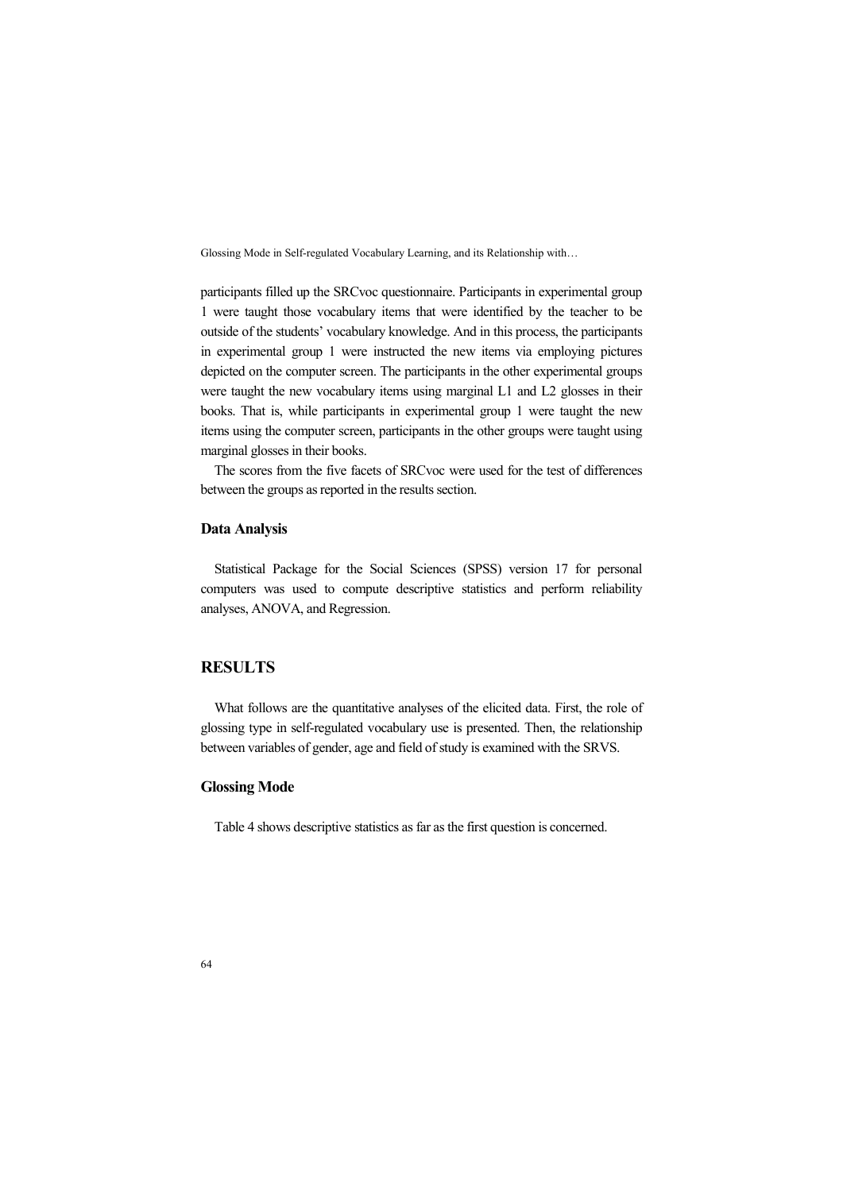participants filled up the SRCvoc questionnaire. Participants in experimental group 1 were taught those vocabulary items that were identified by the teacher to be outside of the students' vocabulary knowledge. And in this process, the participants in experimental group 1 were instructed the new items via employing pictures depicted on the computer screen. The participants in the other experimental groups were taught the new vocabulary items using marginal L1 and L2 glosses in their books. That is, while participants in experimental group 1 were taught the new items using the computer screen, participants in the other groups were taught using marginal glosses in their books.

The scores from the five facets of SRCvoc were used for the test of differences between the groups as reported in the results section.

### Data Analysis

Statistical Package for the Social Sciences (SPSS) version 17 for personal computers was used to compute descriptive statistics and perform reliability analyses, ANOVA, and Regression.

## RESULTS

What follows are the quantitative analyses of the elicited data. First, the role of glossing type in self-regulated vocabulary use is presented. Then, the relationship between variables of gender, age and field of study is examined with the SRVS.

### Glossing Mode

Table 4 shows descriptive statistics as far as the first question is concerned.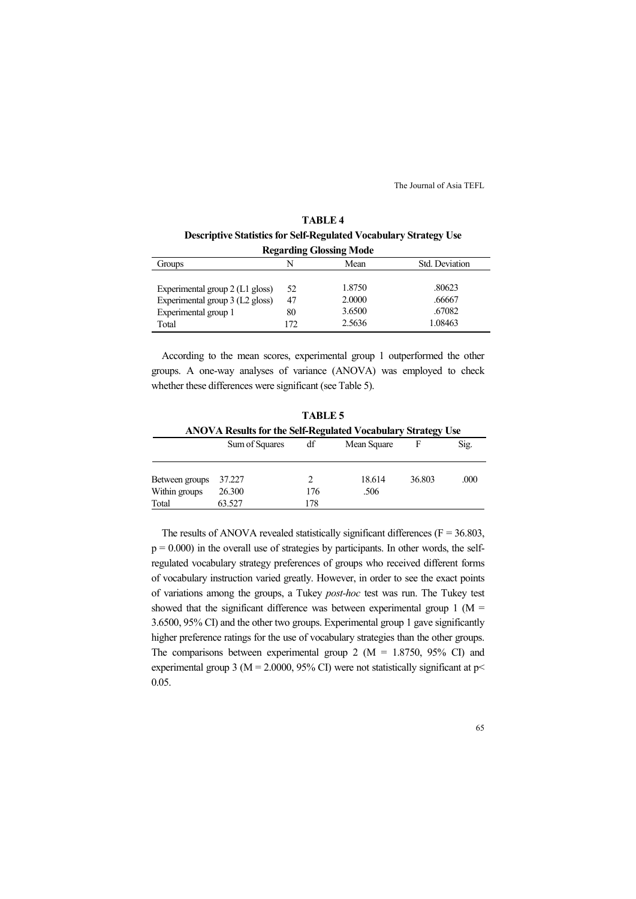**TABLE 4**

**Descriptive Statistics for Self-Regulated Vocabulary Strategy Use Regarding Glossing Mode**

| Groups | N | Mean | Std. Deviation |
|---|---|---|---|
| Experimental group 2 (L1 gloss) | 52 | 1.8750 | .80623 |
| Experimental group 3 (L2 gloss) | 47 | 2.0000 | .66667 |
| Experimental group 1 | 80 | 3.6500 | .67082 |
| Total | 172 | 2.5636 | 1.08463 |

According to the mean scores, experimental group 1 outperformed the other groups. A one-way analyses of variance (ANOVA) was employed to check whether these differences were significant (see Table 5).

**TABLE 5**

**ANOVA Results for the Self-Regulated Vocabulary Strategy Use**

| | Sum of Squares | df | Mean Square | F | Sig. |
|---|---|---|---|---|---|
| Between groups | 37.227 | 2 | 18.614 | 36.803 | .000 |
| Within groups | 26.300 | 176 | .506 | | |
| Total | 63.527 | 178 | | | |

The results of ANOVA revealed statistically significant differences ($F = 36.803$, $p = 0.000$) in the overall use of strategies by participants. In other words, the self-regulated vocabulary strategy preferences of groups who received different forms of vocabulary instruction varied greatly. However, in order to see the exact points of variations among the groups, a Tukey *post-hoc* test was run. The Tukey test showed that the significant difference was between experimental group 1 ($M = 3.6500$, 95% CI) and the other two groups. Experimental group 1 gave significantly higher preference ratings for the use of vocabulary strategies than the other groups. The comparisons between experimental group 2 ($M = 1.8750$, 95% CI) and experimental group 3 ($M = 2.0000$, 95% CI) were not statistically significant at $p < 0.05$.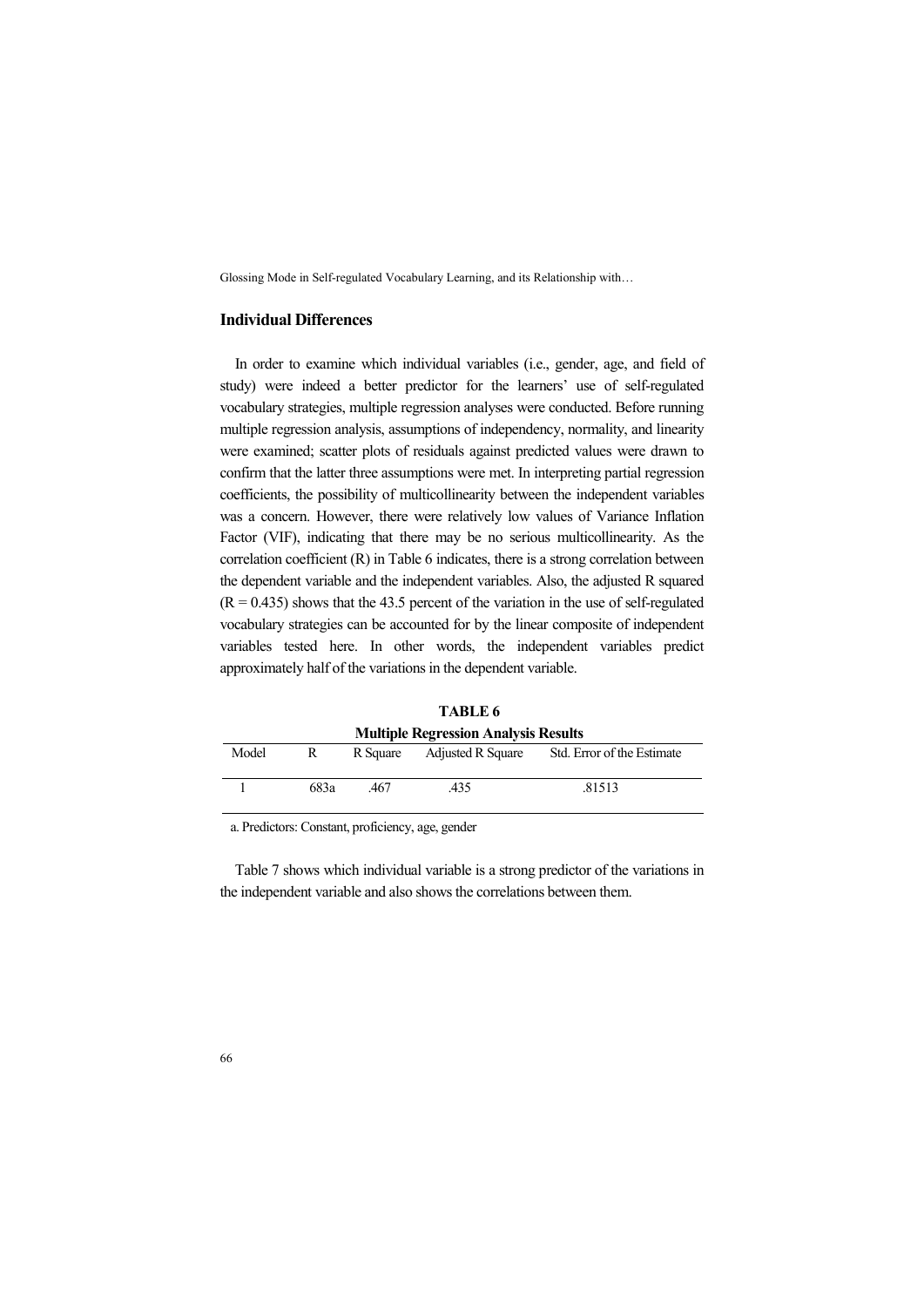## Individual Differences

In order to examine which individual variables (i.e., gender, age, and field of study) were indeed a better predictor for the learners' use of self-regulated vocabulary strategies, multiple regression analyses were conducted. Before running multiple regression analysis, assumptions of independency, normality, and linearity were examined; scatter plots of residuals against predicted values were drawn to confirm that the latter three assumptions were met. In interpreting partial regression coefficients, the possibility of multicollinearity between the independent variables was a concern. However, there were relatively low values of Variance Inflation Factor (VIF), indicating that there may be no serious multicollinearity. As the correlation coefficient (R) in Table 6 indicates, there is a strong correlation between the dependent variable and the independent variables. Also, the adjusted R squared ($R = 0.435$) shows that the 43.5 percent of the variation in the use of self-regulated vocabulary strategies can be accounted for by the linear composite of independent variables tested here. In other words, the independent variables predict approximately half of the variations in the dependent variable.

**TABLE 6**

**Multiple Regression Analysis Results**

| Model | R | R Square | Adjusted R Square | Std. Error of the Estimate |
|---|---|---|---|---|
| 1 | 683a | .467 | .435 | .81513 |

a. Predictors: Constant, proficiency, age, gender

Table 7 shows which individual variable is a strong predictor of the variations in the independent variable and also shows the correlations between them.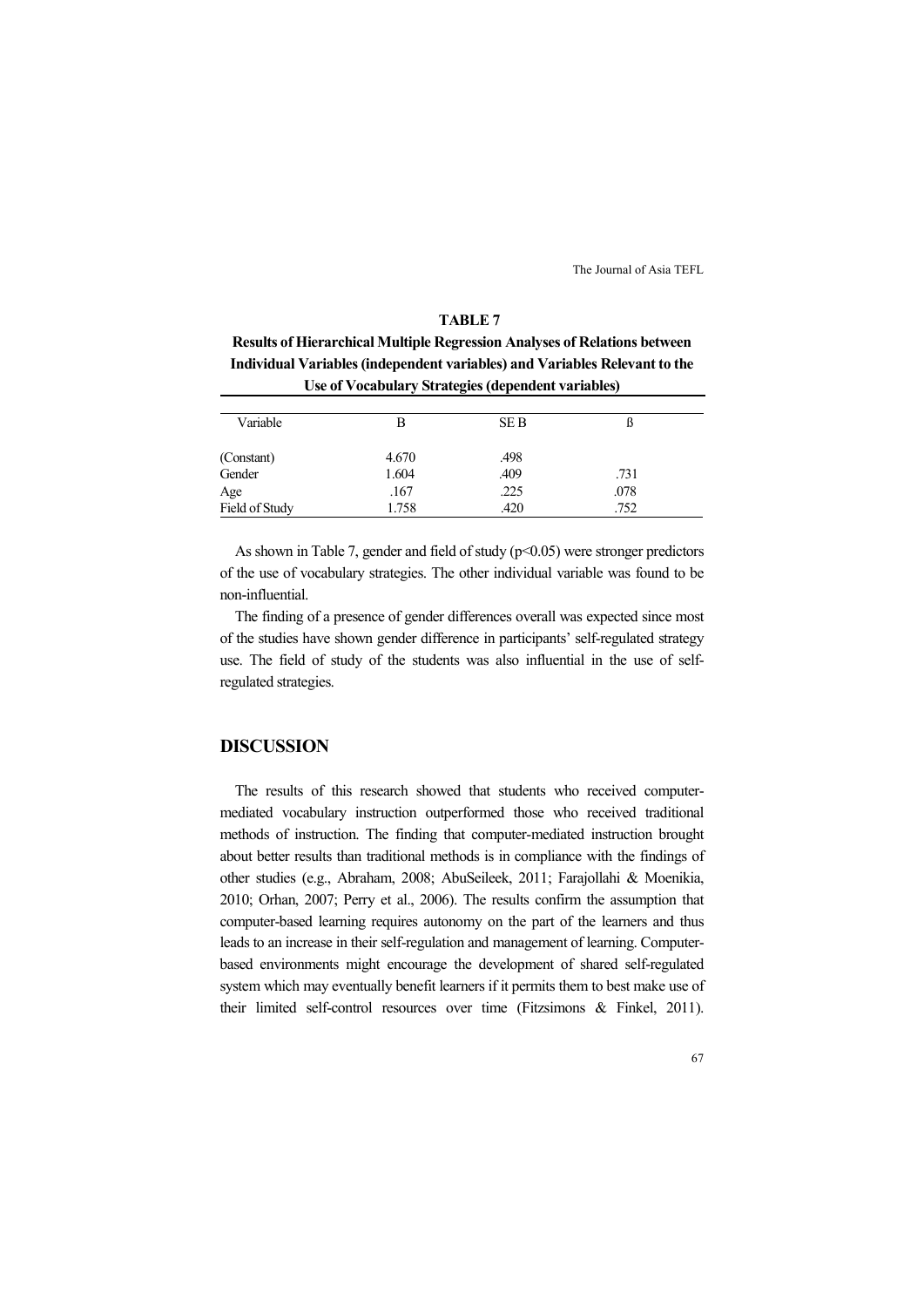**TABLE 7**

**Results of Hierarchical Multiple Regression Analyses of Relations between Individual Variables (independent variables) and Variables Relevant to the Use of Vocabulary Strategies (dependent variables)**

| Variable | B | SE B | ß |
|---|---|---|---|
| (Constant) | 4.670 | .498 | |
| Gender | 1.604 | .409 | .731 |
| Age | .167 | .225 | .078 |
| Field of Study | 1.758 | .420 | .752 |

As shown in Table 7, gender and field of study ($p<0.05$) were stronger predictors of the use of vocabulary strategies. The other individual variable was found to be non-influential.

The finding of a presence of gender differences overall was expected since most of the studies have shown gender difference in participants' self-regulated strategy use. The field of study of the students was also influential in the use of self-regulated strategies.

## DISCUSSION

The results of this research showed that students who received computer-mediated vocabulary instruction outperformed those who received traditional methods of instruction. The finding that computer-mediated instruction brought about better results than traditional methods is in compliance with the findings of other studies (e.g., Abraham, 2008; AbuSeileek, 2011; Farajollahi & Moenikia, 2010; Orhan, 2007; Perry et al., 2006). The results confirm the assumption that computer-based learning requires autonomy on the part of the learners and thus leads to an increase in their self-regulation and management of learning. Computer-based environments might encourage the development of shared self-regulated system which may eventually benefit learners if it permits them to best make use of their limited self-control resources over time (Fitzsimons & Finkel, 2011).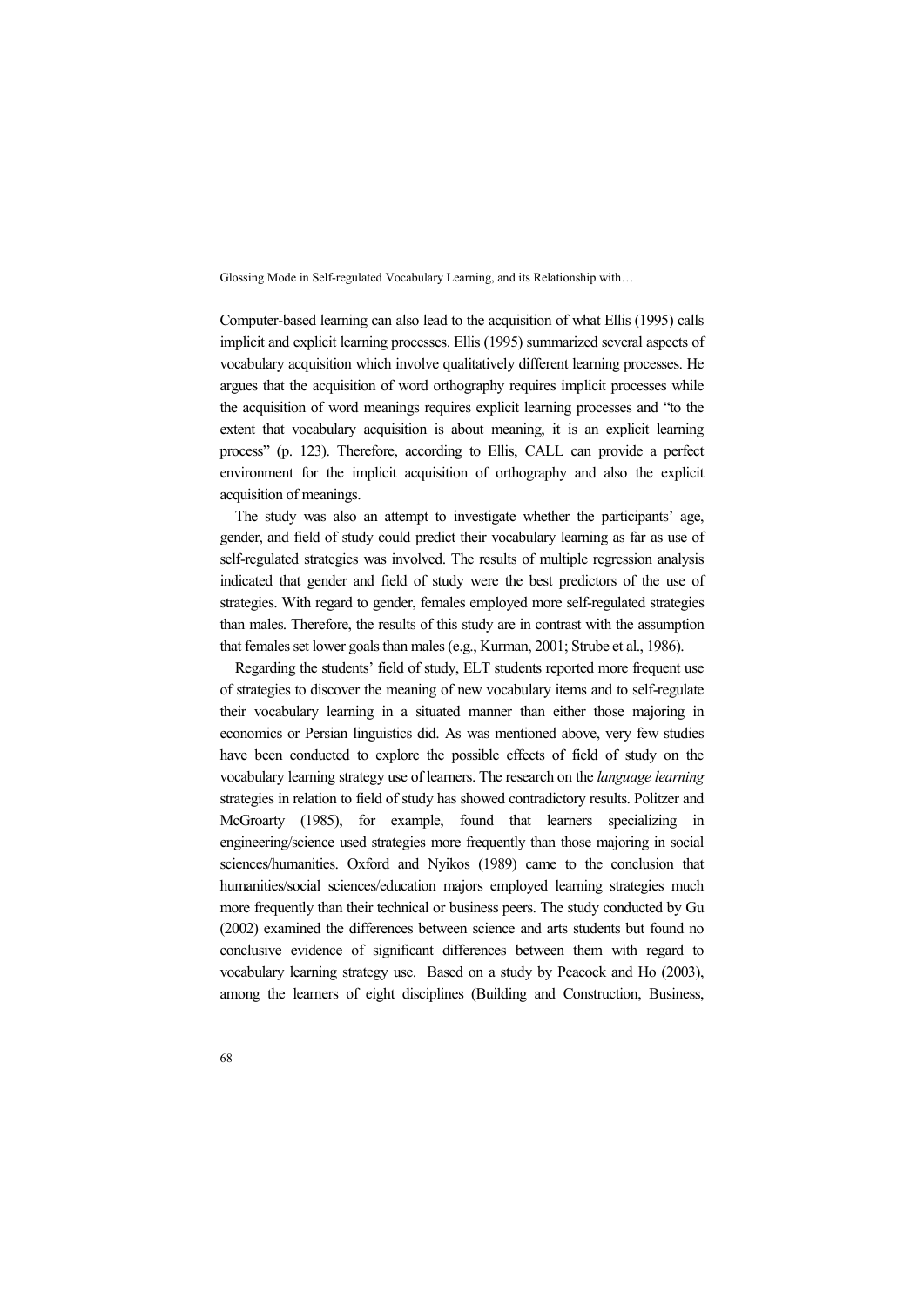Computer-based learning can also lead to the acquisition of what Ellis (1995) calls implicit and explicit learning processes. Ellis (1995) summarized several aspects of vocabulary acquisition which involve qualitatively different learning processes. He argues that the acquisition of word orthography requires implicit processes while the acquisition of word meanings requires explicit learning processes and "to the extent that vocabulary acquisition is about meaning, it is an explicit learning process" (p. 123). Therefore, according to Ellis, CALL can provide a perfect environment for the implicit acquisition of orthography and also the explicit acquisition of meanings.

The study was also an attempt to investigate whether the participants' age, gender, and field of study could predict their vocabulary learning as far as use of self-regulated strategies was involved. The results of multiple regression analysis indicated that gender and field of study were the best predictors of the use of strategies. With regard to gender, females employed more self-regulated strategies than males. Therefore, the results of this study are in contrast with the assumption that females set lower goals than males (e.g., Kurman, 2001; Strube et al., 1986).

Regarding the students' field of study, ELT students reported more frequent use of strategies to discover the meaning of new vocabulary items and to self-regulate their vocabulary learning in a situated manner than either those majoring in economics or Persian linguistics did. As was mentioned above, very few studies have been conducted to explore the possible effects of field of study on the vocabulary learning strategy use of learners. The research on the *language learning* strategies in relation to field of study has showed contradictory results. Politzer and McGroarty (1985), for example, found that learners specializing in engineering/science used strategies more frequently than those majoring in social sciences/humanities. Oxford and Nyikos (1989) came to the conclusion that humanities/social sciences/education majors employed learning strategies much more frequently than their technical or business peers. The study conducted by Gu (2002) examined the differences between science and arts students but found no conclusive evidence of significant differences between them with regard to vocabulary learning strategy use. Based on a study by Peacock and Ho (2003), among the learners of eight disciplines (Building and Construction, Business,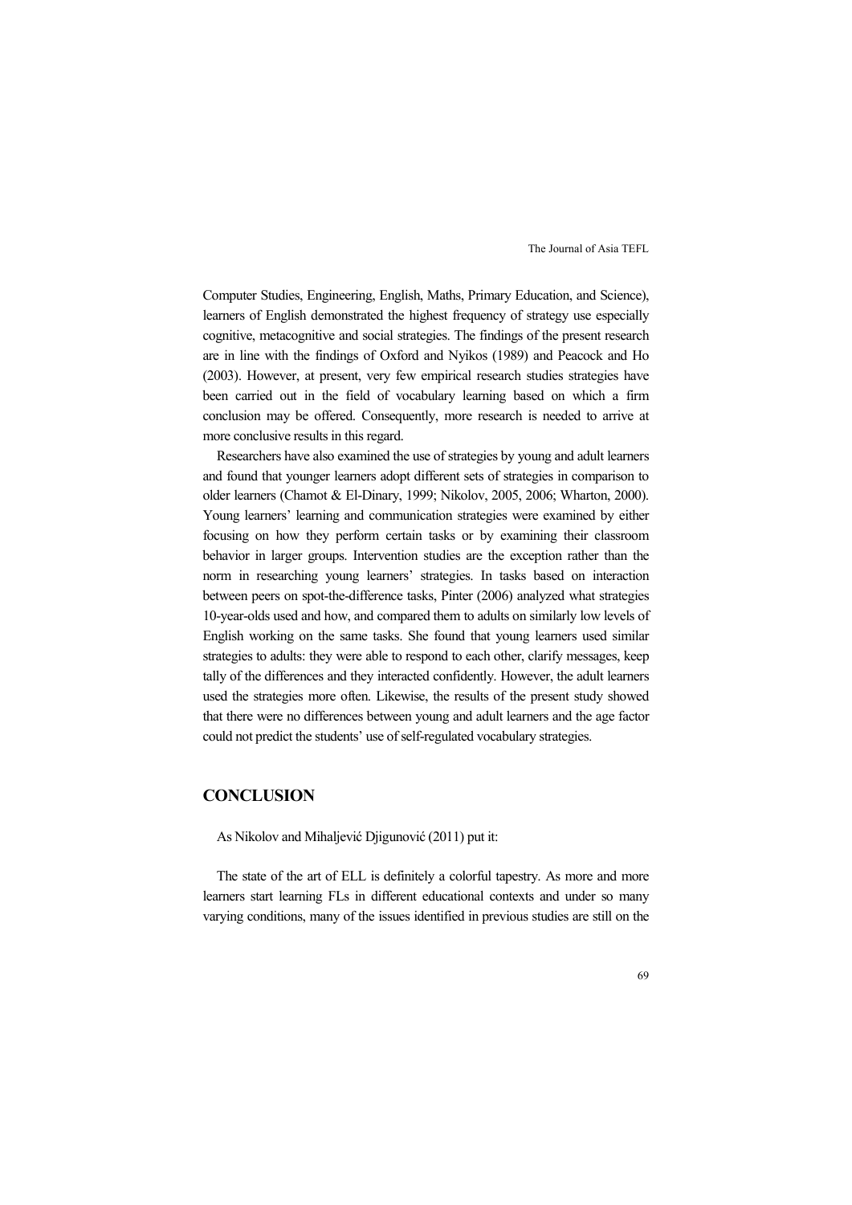Computer Studies, Engineering, English, Maths, Primary Education, and Science), learners of English demonstrated the highest frequency of strategy use especially cognitive, metacognitive and social strategies. The findings of the present research are in line with the findings of Oxford and Nyikos (1989) and Peacock and Ho (2003). However, at present, very few empirical research studies strategies have been carried out in the field of vocabulary learning based on which a firm conclusion may be offered. Consequently, more research is needed to arrive at more conclusive results in this regard.

Researchers have also examined the use of strategies by young and adult learners and found that younger learners adopt different sets of strategies in comparison to older learners (Chamot & El-Dinary, 1999; Nikolov, 2005, 2006; Wharton, 2000). Young learners' learning and communication strategies were examined by either focusing on how they perform certain tasks or by examining their classroom behavior in larger groups. Intervention studies are the exception rather than the norm in researching young learners' strategies. In tasks based on interaction between peers on spot-the-difference tasks, Pinter (2006) analyzed what strategies 10-year-olds used and how, and compared them to adults on similarly low levels of English working on the same tasks. She found that young learners used similar strategies to adults: they were able to respond to each other, clarify messages, keep tally of the differences and they interacted confidently. However, the adult learners used the strategies more often. Likewise, the results of the present study showed that there were no differences between young and adult learners and the age factor could not predict the students' use of self-regulated vocabulary strategies.

## CONCLUSION

As Nikolov and Mihaljević Djigunović (2011) put it:

The state of the art of ELL is definitely a colorful tapestry. As more and more learners start learning FLs in different educational contexts and under so many varying conditions, many of the issues identified in previous studies are still on the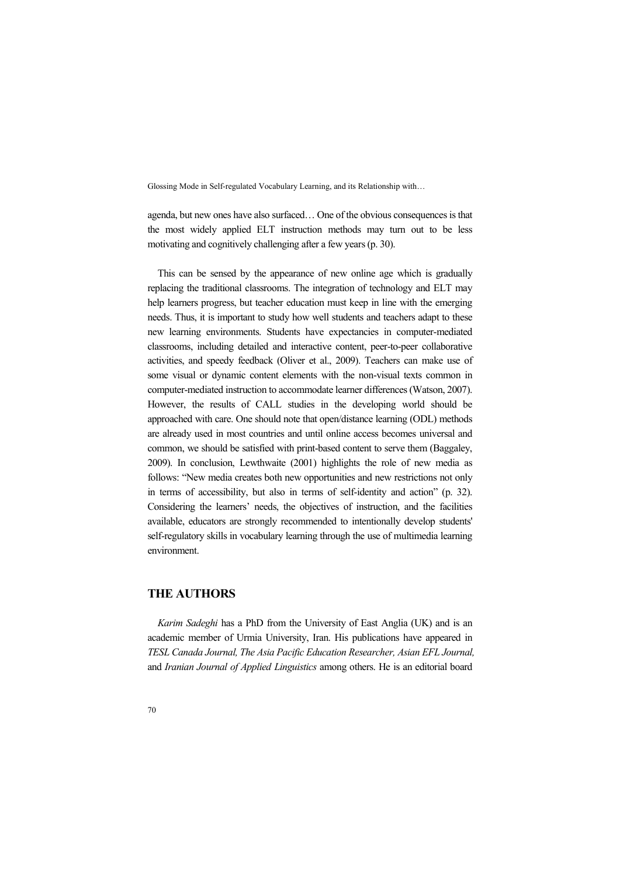agenda, but new ones have also surfaced… One of the obvious consequences is that the most widely applied ELT instruction methods may turn out to be less motivating and cognitively challenging after a few years (p. 30).

This can be sensed by the appearance of new online age which is gradually replacing the traditional classrooms. The integration of technology and ELT may help learners progress, but teacher education must keep in line with the emerging needs. Thus, it is important to study how well students and teachers adapt to these new learning environments. Students have expectancies in computer-mediated classrooms, including detailed and interactive content, peer-to-peer collaborative activities, and speedy feedback (Oliver et al., 2009). Teachers can make use of some visual or dynamic content elements with the non-visual texts common in computer-mediated instruction to accommodate learner differences (Watson, 2007). However, the results of CALL studies in the developing world should be approached with care. One should note that open/distance learning (ODL) methods are already used in most countries and until online access becomes universal and common, we should be satisfied with print-based content to serve them (Baggaley, 2009). In conclusion, Lewthwaite (2001) highlights the role of new media as follows: "New media creates both new opportunities and new restrictions not only in terms of accessibility, but also in terms of self-identity and action" (p. 32). Considering the learners' needs, the objectives of instruction, and the facilities available, educators are strongly recommended to intentionally develop students' self-regulatory skills in vocabulary learning through the use of multimedia learning environment.

## THE AUTHORS

*Karim Sadeghi* has a PhD from the University of East Anglia (UK) and is an academic member of Urmia University, Iran. His publications have appeared in *TESL Canada Journal, The Asia Pacific Education Researcher, Asian EFL Journal,* and *Iranian Journal of Applied Linguistics* among others. He is an editorial board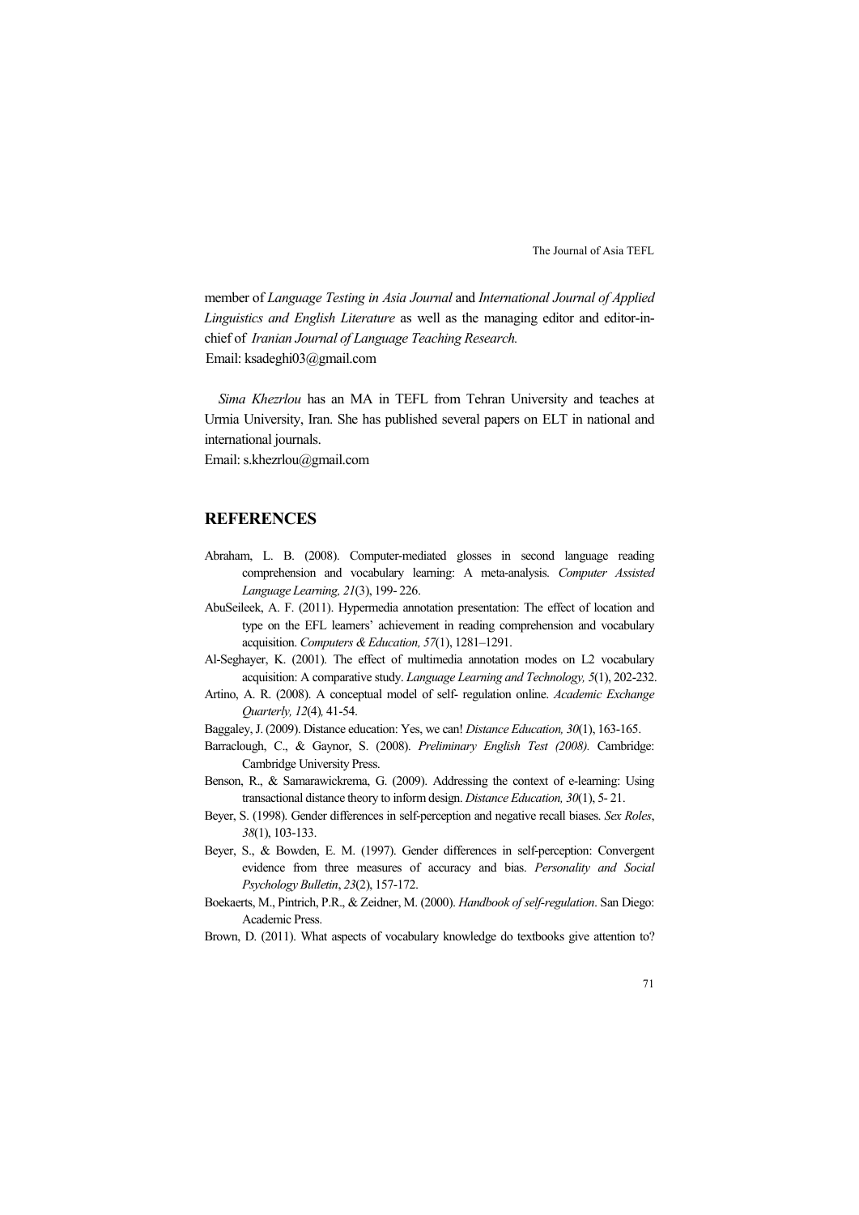member of *Language Testing in Asia Journal* and *International Journal of Applied Linguistics and English Literature* as well as the managing editor and editor-in-chief of *Iranian Journal of Language Teaching Research.*
Email: ksadeghi03@gmail.com

*Sima Khezrlou* has an MA in TEFL from Tehran University and teaches at Urmia University, Iran. She has published several papers on ELT in national and international journals.
Email: s.khezrlou@gmail.com

## REFERENCES

Abraham, L. B. (2008). Computer-mediated glosses in second language reading comprehension and vocabulary learning: A meta-analysis. *Computer Assisted Language Learning, 21*(3), 199- 226.

AbuSeileek, A. F. (2011). Hypermedia annotation presentation: The effect of location and type on the EFL learners' achievement in reading comprehension and vocabulary acquisition. *Computers & Education, 57*(1), 1281–1291.

Al-Seghayer, K. (2001). The effect of multimedia annotation modes on L2 vocabulary acquisition: A comparative study. *Language Learning and Technology, 5*(1), 202-232.

Artino, A. R. (2008). A conceptual model of self- regulation online. *Academic Exchange Quarterly, 12*(4)*,* 41-54.

Baggaley, J. (2009). Distance education: Yes, we can! *Distance Education, 30*(1), 163-165.

Barraclough, C., & Gaynor, S. (2008). *Preliminary English Test (2008).* Cambridge: Cambridge University Press.

Benson, R., & Samarawickrema, G. (2009). Addressing the context of e-learning: Using transactional distance theory to inform design. *Distance Education, 30*(1), 5- 21.

Beyer, S. (1998). Gender differences in self-perception and negative recall biases. *Sex Roles*, *38*(1), 103-133.

Beyer, S., & Bowden, E. M. (1997). Gender differences in self-perception: Convergent evidence from three measures of accuracy and bias. *Personality and Social Psychology Bulletin*, *23*(2), 157-172.

Boekaerts, M., Pintrich, P.R., & Zeidner, M. (2000). *Handbook of self-regulation*. San Diego: Academic Press.

Brown, D. (2011). What aspects of vocabulary knowledge do textbooks give attention to?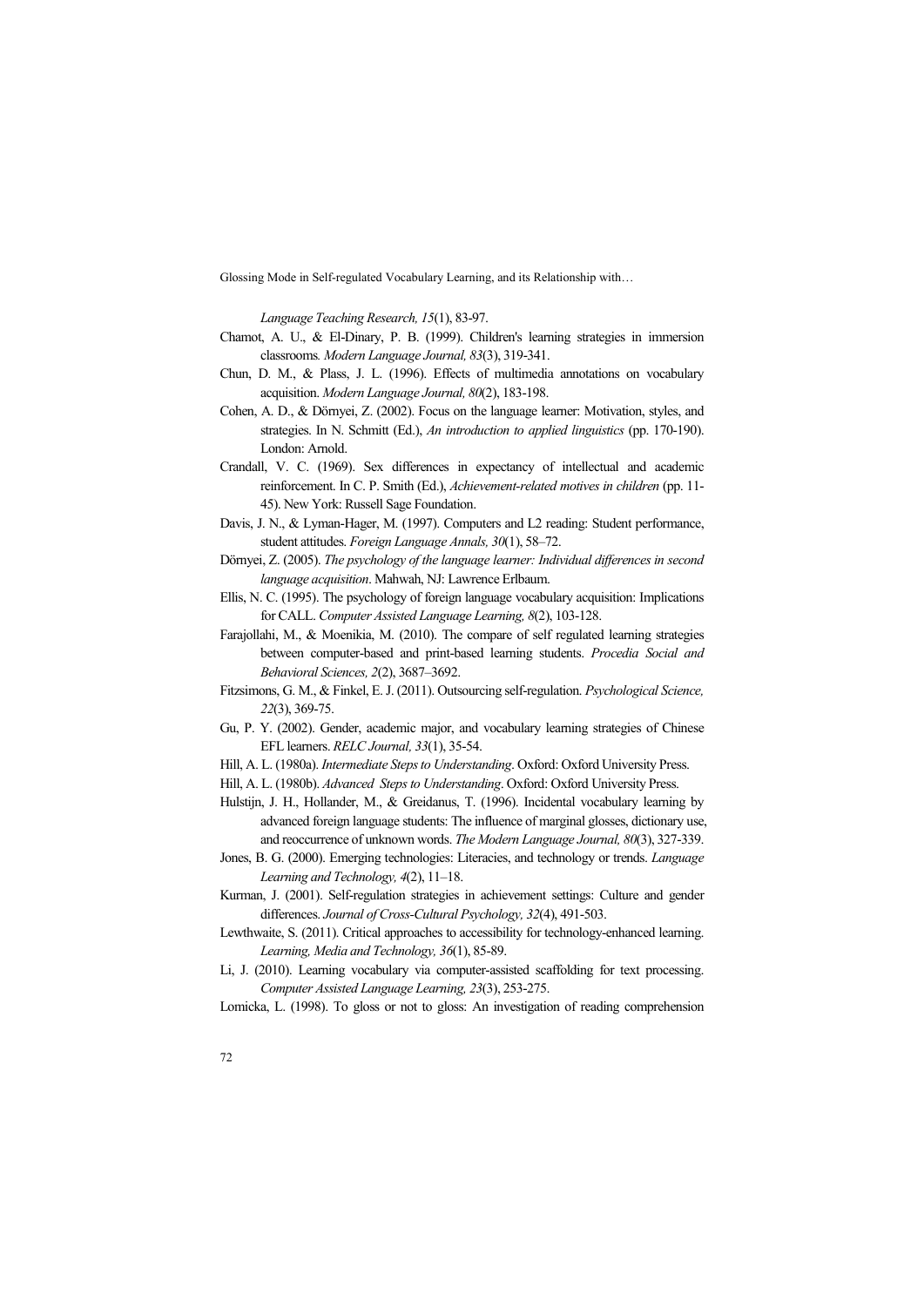*Language Teaching Research, 15*(1), 83-97.

Chamot, A. U., & El-Dinary, P. B. (1999). Children's learning strategies in immersion classrooms*. Modern Language Journal, 83*(3), 319-341.

Chun, D. M., & Plass, J. L. (1996). Effects of multimedia annotations on vocabulary acquisition. *Modern Language Journal, 80*(2), 183-198.

Cohen, A. D., & Dörnyei, Z. (2002). Focus on the language learner: Motivation, styles, and strategies. In N. Schmitt (Ed.), *An introduction to applied linguistics* (pp. 170-190). London: Arnold.

Crandall, V. C. (1969). Sex differences in expectancy of intellectual and academic reinforcement. In C. P. Smith (Ed.), *Achievement-related motives in children* (pp. 11-45). New York: Russell Sage Foundation.

Davis, J. N., & Lyman-Hager, M. (1997). Computers and L2 reading: Student performance, student attitudes. *Foreign Language Annals, 30*(1), 58–72.

Dörnyei, Z. (2005). *The psychology of the language learner: Individual differences in second language acquisition*. Mahwah, NJ: Lawrence Erlbaum.

Ellis, N. C. (1995). The psychology of foreign language vocabulary acquisition: Implications for CALL. *Computer Assisted Language Learning, 8*(2), 103-128.

Farajollahi, M., & Moenikia, M. (2010). The compare of self regulated learning strategies between computer-based and print-based learning students. *Procedia Social and Behavioral Sciences, 2*(2), 3687–3692.

Fitzsimons, G. M., & Finkel, E. J. (2011). Outsourcing self-regulation. *Psychological Science, 22*(3), 369-75.

Gu, P. Y. (2002). Gender, academic major, and vocabulary learning strategies of Chinese EFL learners. *RELC Journal, 33*(1), 35-54.

Hill, A. L. (1980a). *Intermediate Steps to Understanding*. Oxford: Oxford University Press.

Hill, A. L. (1980b). *Advanced Steps to Understanding*. Oxford: Oxford University Press.

Hulstijn, J. H., Hollander, M., & Greidanus, T. (1996). Incidental vocabulary learning by advanced foreign language students: The influence of marginal glosses, dictionary use, and reoccurrence of unknown words. *The Modern Language Journal, 80*(3), 327-339.

Jones, B. G. (2000). Emerging technologies: Literacies, and technology or trends. *Language Learning and Technology, 4*(2), 11–18.

Kurman, J. (2001). Self-regulation strategies in achievement settings: Culture and gender differences. *Journal of Cross-Cultural Psychology, 32*(4), 491-503.

Lewthwaite, S. (2011). Critical approaches to accessibility for technology-enhanced learning. *Learning, Media and Technology, 36*(1), 85-89.

Li, J. (2010). Learning vocabulary via computer-assisted scaffolding for text processing. *Computer Assisted Language Learning, 23*(3), 253-275.

Lomicka, L. (1998). To gloss or not to gloss: An investigation of reading comprehension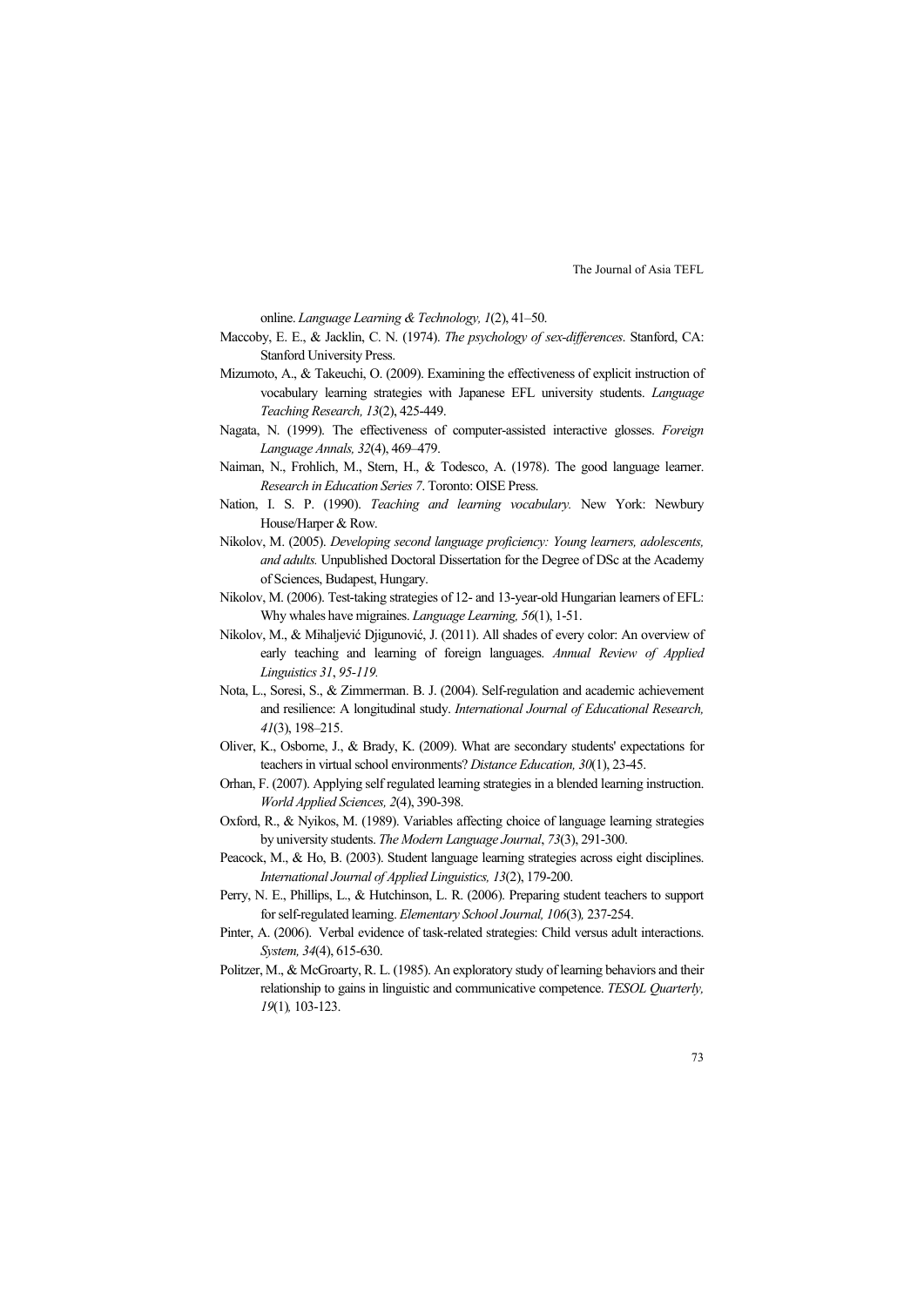online. *Language Learning & Technology, 1*(2), 41–50.

Maccoby, E. E., & Jacklin, C. N. (1974). *The psychology of sex-differences*. Stanford, CA: Stanford University Press.

Mizumoto, A., & Takeuchi, O. (2009). Examining the effectiveness of explicit instruction of vocabulary learning strategies with Japanese EFL university students. *Language Teaching Research, 13*(2), 425-449.

Nagata, N. (1999). The effectiveness of computer-assisted interactive glosses. *Foreign Language Annals, 32*(4), 469–479.

Naiman, N., Frohlich, M., Stern, H., & Todesco, A. (1978). The good language learner. *Research in Education Series 7*. Toronto: OISE Press.

Nation, I. S. P. (1990). *Teaching and learning vocabulary.* New York: Newbury House/Harper & Row.

Nikolov, M. (2005). *Developing second language proficiency: Young learners, adolescents, and adults.* Unpublished Doctoral Dissertation for the Degree of DSc at the Academy of Sciences, Budapest, Hungary.

Nikolov, M. (2006). Test-taking strategies of 12- and 13-year-old Hungarian learners of EFL: Why whales have migraines. *Language Learning, 56*(1), 1-51.

Nikolov, M., & Mihaljević Djigunović, J. (2011). All shades of every color: An overview of early teaching and learning of foreign languages. *Annual Review of Applied Linguistics 31*, *95-119.*

Nota, L., Soresi, S., & Zimmerman. B. J. (2004). Self-regulation and academic achievement and resilience: A longitudinal study. *International Journal of Educational Research, 41*(3), 198–215.

Oliver, K., Osborne, J., & Brady, K. (2009). What are secondary students' expectations for teachers in virtual school environments? *Distance Education, 30*(1), 23-45.

Orhan, F. (2007). Applying self regulated learning strategies in a blended learning instruction. *World Applied Sciences, 2*(4), 390-398.

Oxford, R., & Nyikos, M. (1989). Variables affecting choice of language learning strategies by university students. *The Modern Language Journal*, *73*(3), 291-300.

Peacock, M., & Ho, B. (2003). Student language learning strategies across eight disciplines. *International Journal of Applied Linguistics, 13*(2), 179-200.

Perry, N. E., Phillips, L., & Hutchinson, L. R. (2006). Preparing student teachers to support for self-regulated learning. *Elementary School Journal, 106*(3)*,* 237-254.

Pinter, A. (2006). Verbal evidence of task-related strategies: Child versus adult interactions. *System, 34*(4), 615-630.

Politzer, M., & McGroarty, R. L. (1985). An exploratory study of learning behaviors and their relationship to gains in linguistic and communicative competence. *TESOL Quarterly, 19*(1)*,* 103-123.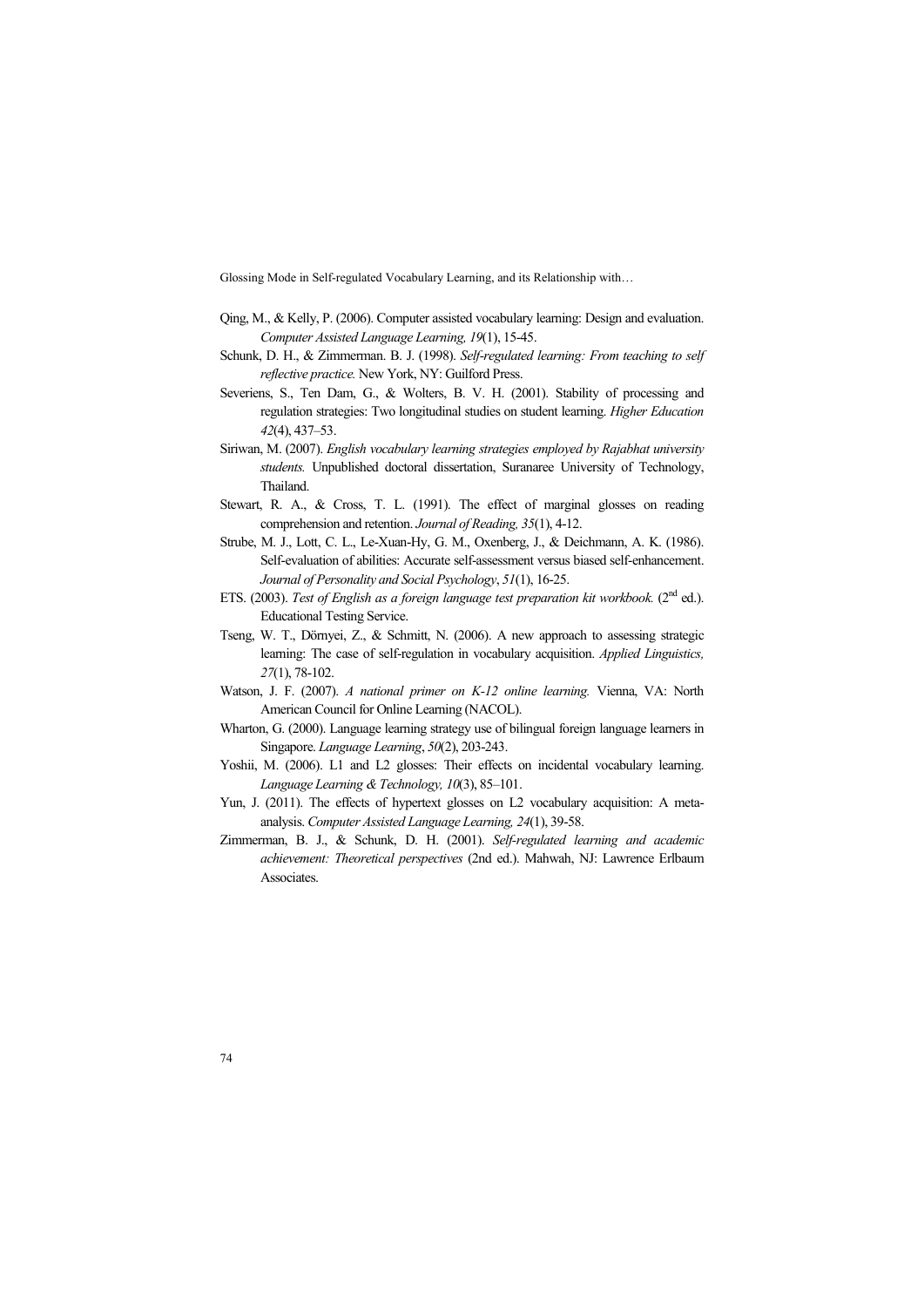Qing, M., & Kelly, P. (2006). Computer assisted vocabulary learning: Design and evaluation. *Computer Assisted Language Learning, 19*(1), 15-45.

Schunk, D. H., & Zimmerman. B. J. (1998). *Self-regulated learning: From teaching to self reflective practice.* New York, NY: Guilford Press.

Severiens, S., Ten Dam, G., & Wolters, B. V. H. (2001). Stability of processing and regulation strategies: Two longitudinal studies on student learning. *Higher Education 42*(4), 437–53.

Siriwan, M. (2007). *English vocabulary learning strategies employed by Rajabhat university students.* Unpublished doctoral dissertation, Suranaree University of Technology, Thailand.

Stewart, R. A., & Cross, T. L. (1991). The effect of marginal glosses on reading comprehension and retention. *Journal of Reading, 35*(1), 4-12.

Strube, M. J., Lott, C. L., Le-Xuan-Hy, G. M., Oxenberg, J., & Deichmann, A. K. (1986). Self-evaluation of abilities: Accurate self-assessment versus biased self-enhancement. *Journal of Personality and Social Psychology*, *51*(1), 16-25.

ETS. (2003). *Test of English as a foreign language test preparation kit workbook.* (2nd ed.). Educational Testing Service.

Tseng, W. T., Dörnyei, Z., & Schmitt, N. (2006). A new approach to assessing strategic learning: The case of self-regulation in vocabulary acquisition. *Applied Linguistics, 27*(1), 78-102.

Watson, J. F. (2007). *A national primer on K-12 online learning.* Vienna, VA: North American Council for Online Learning (NACOL).

Wharton, G. (2000). Language learning strategy use of bilingual foreign language learners in Singapore. *Language Learning*, *50*(2), 203-243.

Yoshii, M. (2006). L1 and L2 glosses: Their effects on incidental vocabulary learning. *Language Learning & Technology, 10*(3), 85–101.

Yun, J. (2011). The effects of hypertext glosses on L2 vocabulary acquisition: A meta-analysis. *Computer Assisted Language Learning, 24*(1), 39-58.

Zimmerman, B. J., & Schunk, D. H. (2001). *Self-regulated learning and academic achievement: Theoretical perspectives* (2nd ed.). Mahwah, NJ: Lawrence Erlbaum Associates.